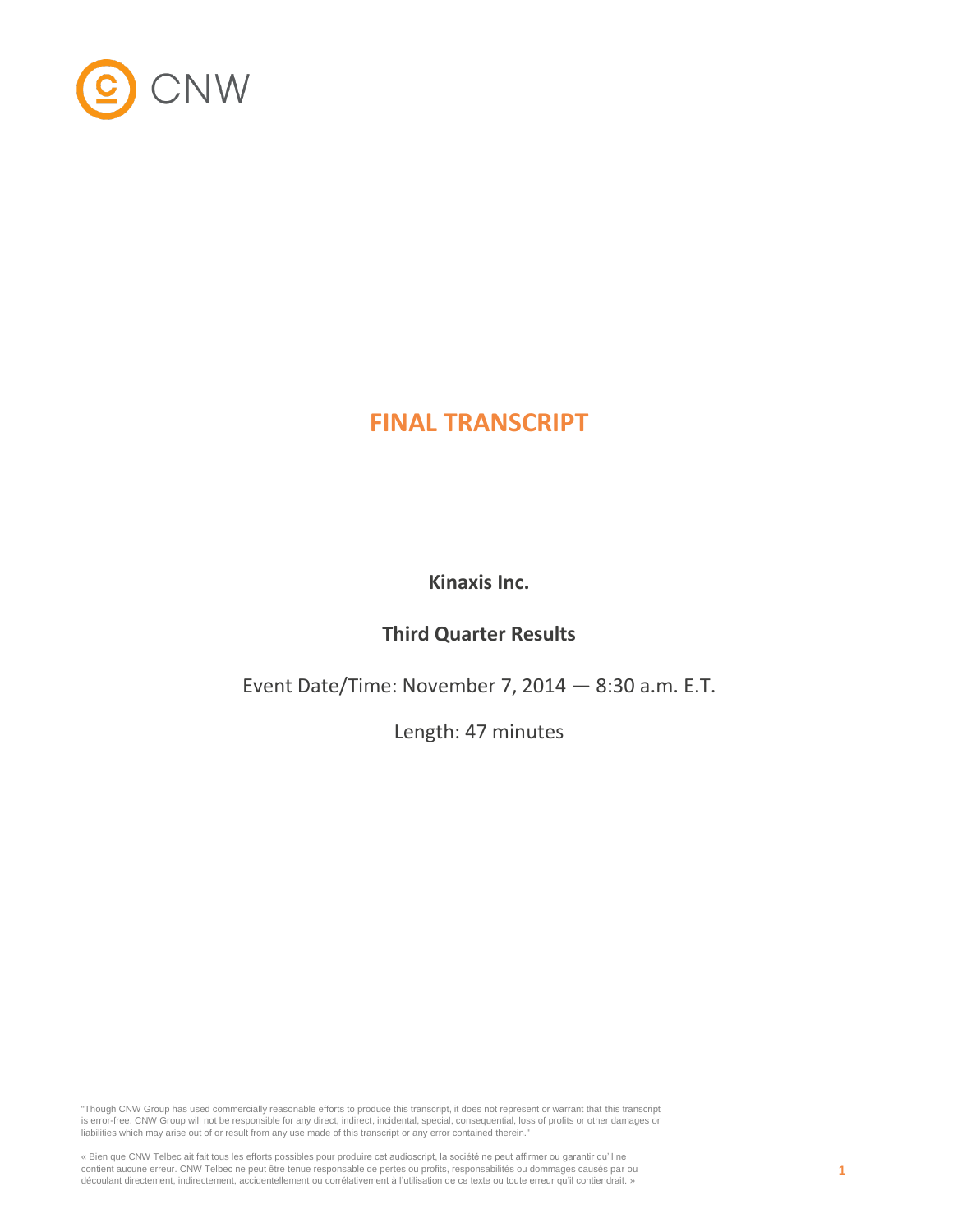CNW

# FINAL TRANSCRIPT

**Kinaxis Inc.**

**Third Quarter Results**

Event Date/Time: November 7, 2014 — 8:30 a.m. E.T.

Length: 47 minutes

"Though CNW Group has used commercially reasonable efforts to produce this transcript, it does not represent or warrant that this transcript is error-free. CNW Group will not be responsible for any direct, indirect, incidental, special, consequential, loss of profits or other damages or liabilities which may arise out of or result from any use made of this transcript or any error contained therein."

« Bien que CNW Telbec ait fait tous les efforts possibles pour produire cet audioscript, la société ne peut affirmer ou garantir qu'il ne contient aucune erreur. CNW Telbec ne peut être tenue responsable de pertes ou profits, responsabilités ou dommages causés par ou découlant directement, indirectement, accidentellement ou corrélativement à l'utilisation de ce texte ou toute erreur qu'il contiendrait. »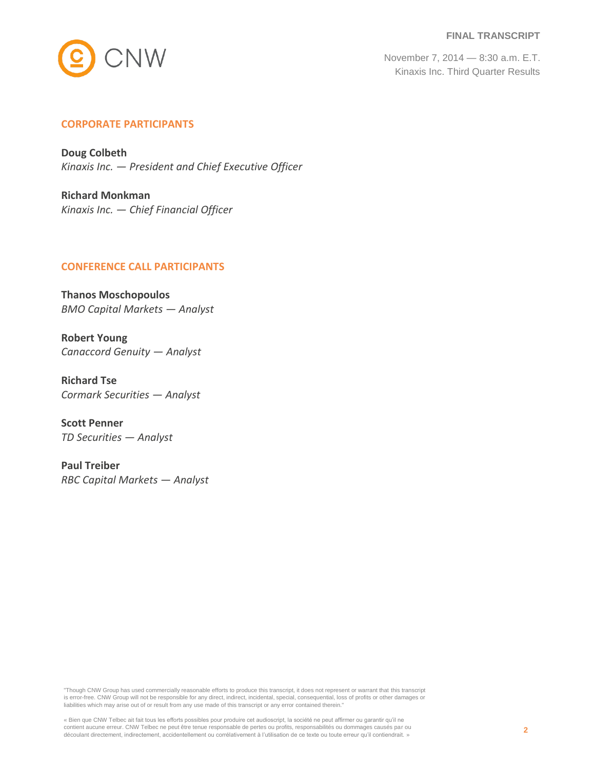## CORPORATE PARTICIPANTS

**Doug Colbeth**
*Kinaxis Inc. — President and Chief Executive Officer*

**Richard Monkman**
*Kinaxis Inc. — Chief Financial Officer*

## CONFERENCE CALL PARTICIPANTS

**Thanos Moschopoulos**
*BMO Capital Markets — Analyst*

**Robert Young**
*Canaccord Genuity — Analyst*

**Richard Tse**
*Cormark Securities — Analyst*

**Scott Penner**
*TD Securities — Analyst*

**Paul Treiber**
*RBC Capital Markets — Analyst*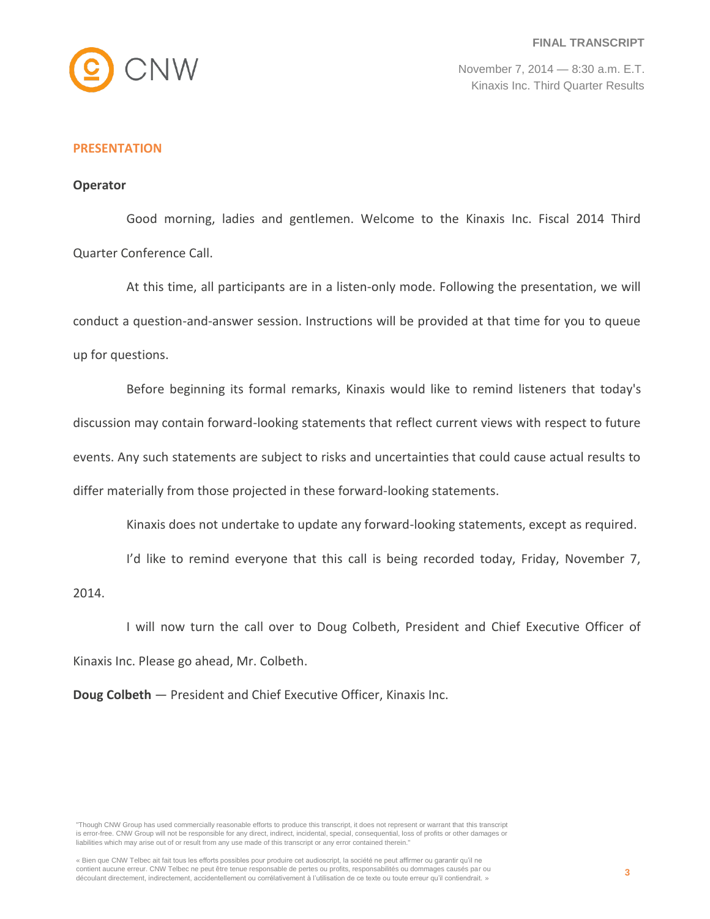## PRESENTATION

**Operator**

Good morning, ladies and gentlemen. Welcome to the Kinaxis Inc. Fiscal 2014 Third Quarter Conference Call.

At this time, all participants are in a listen-only mode. Following the presentation, we will conduct a question-and-answer session. Instructions will be provided at that time for you to queue up for questions.

Before beginning its formal remarks, Kinaxis would like to remind listeners that today's discussion may contain forward-looking statements that reflect current views with respect to future events. Any such statements are subject to risks and uncertainties that could cause actual results to differ materially from those projected in these forward-looking statements.

Kinaxis does not undertake to update any forward-looking statements, except as required.

I'd like to remind everyone that this call is being recorded today, Friday, November 7, 2014.

I will now turn the call over to Doug Colbeth, President and Chief Executive Officer of Kinaxis Inc. Please go ahead, Mr. Colbeth.

**Doug Colbeth** — President and Chief Executive Officer, Kinaxis Inc.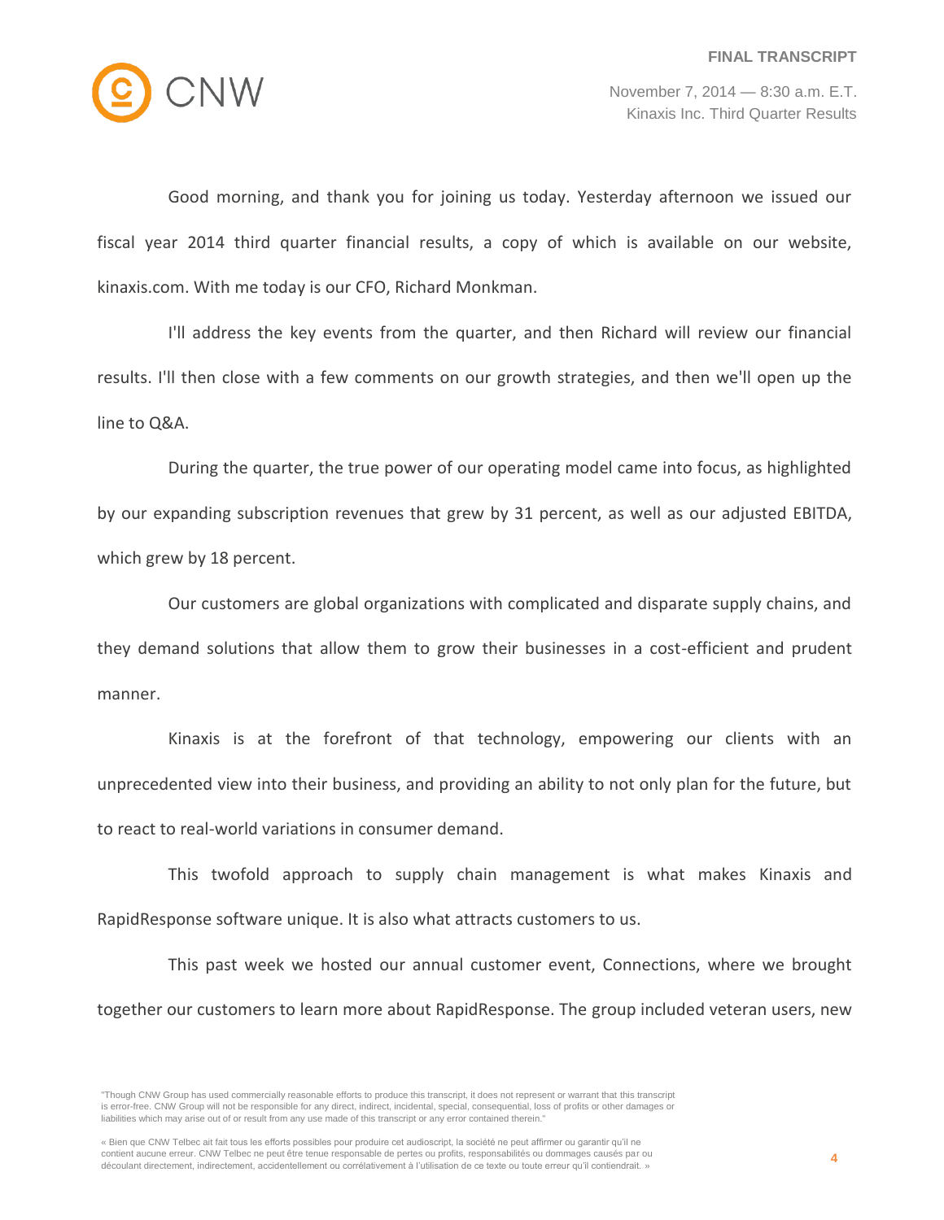Good morning, and thank you for joining us today. Yesterday afternoon we issued our fiscal year 2014 third quarter financial results, a copy of which is available on our website, kinaxis.com. With me today is our CFO, Richard Monkman.

I'll address the key events from the quarter, and then Richard will review our financial results. I'll then close with a few comments on our growth strategies, and then we'll open up the line to Q&A.

During the quarter, the true power of our operating model came into focus, as highlighted by our expanding subscription revenues that grew by 31 percent, as well as our adjusted EBITDA, which grew by 18 percent.

Our customers are global organizations with complicated and disparate supply chains, and they demand solutions that allow them to grow their businesses in a cost-efficient and prudent manner.

Kinaxis is at the forefront of that technology, empowering our clients with an unprecedented view into their business, and providing an ability to not only plan for the future, but to react to real-world variations in consumer demand.

This twofold approach to supply chain management is what makes Kinaxis and RapidResponse software unique. It is also what attracts customers to us.

This past week we hosted our annual customer event, Connections, where we brought together our customers to learn more about RapidResponse. The group included veteran users, new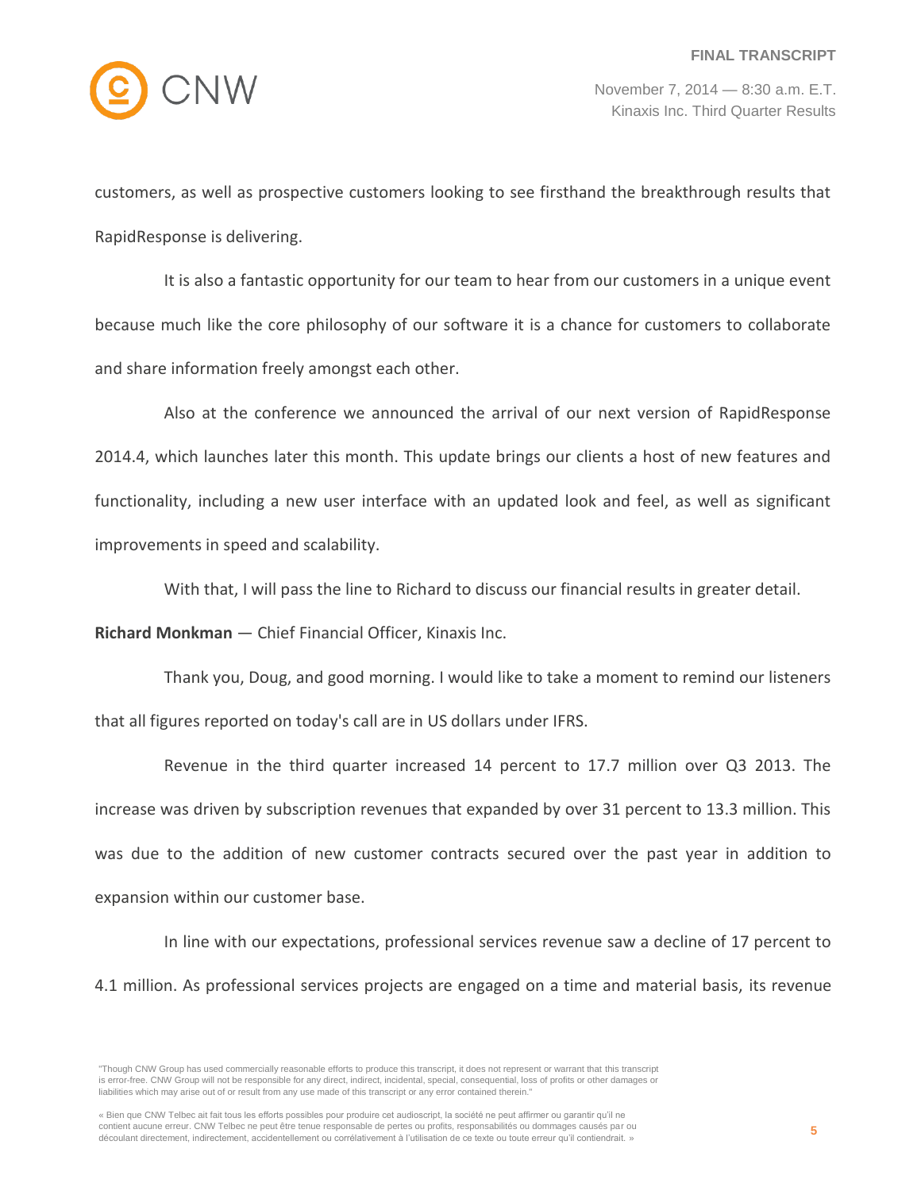customers, as well as prospective customers looking to see firsthand the breakthrough results that RapidResponse is delivering.

It is also a fantastic opportunity for our team to hear from our customers in a unique event because much like the core philosophy of our software it is a chance for customers to collaborate and share information freely amongst each other.

Also at the conference we announced the arrival of our next version of RapidResponse 2014.4, which launches later this month. This update brings our clients a host of new features and functionality, including a new user interface with an updated look and feel, as well as significant improvements in speed and scalability.

With that, I will pass the line to Richard to discuss our financial results in greater detail.

**Richard Monkman** — Chief Financial Officer, Kinaxis Inc.

Thank you, Doug, and good morning. I would like to take a moment to remind our listeners that all figures reported on today's call are in US dollars under IFRS.

Revenue in the third quarter increased 14 percent to 17.7 million over Q3 2013. The increase was driven by subscription revenues that expanded by over 31 percent to 13.3 million. This was due to the addition of new customer contracts secured over the past year in addition to expansion within our customer base.

In line with our expectations, professional services revenue saw a decline of 17 percent to 4.1 million. As professional services projects are engaged on a time and material basis, its revenue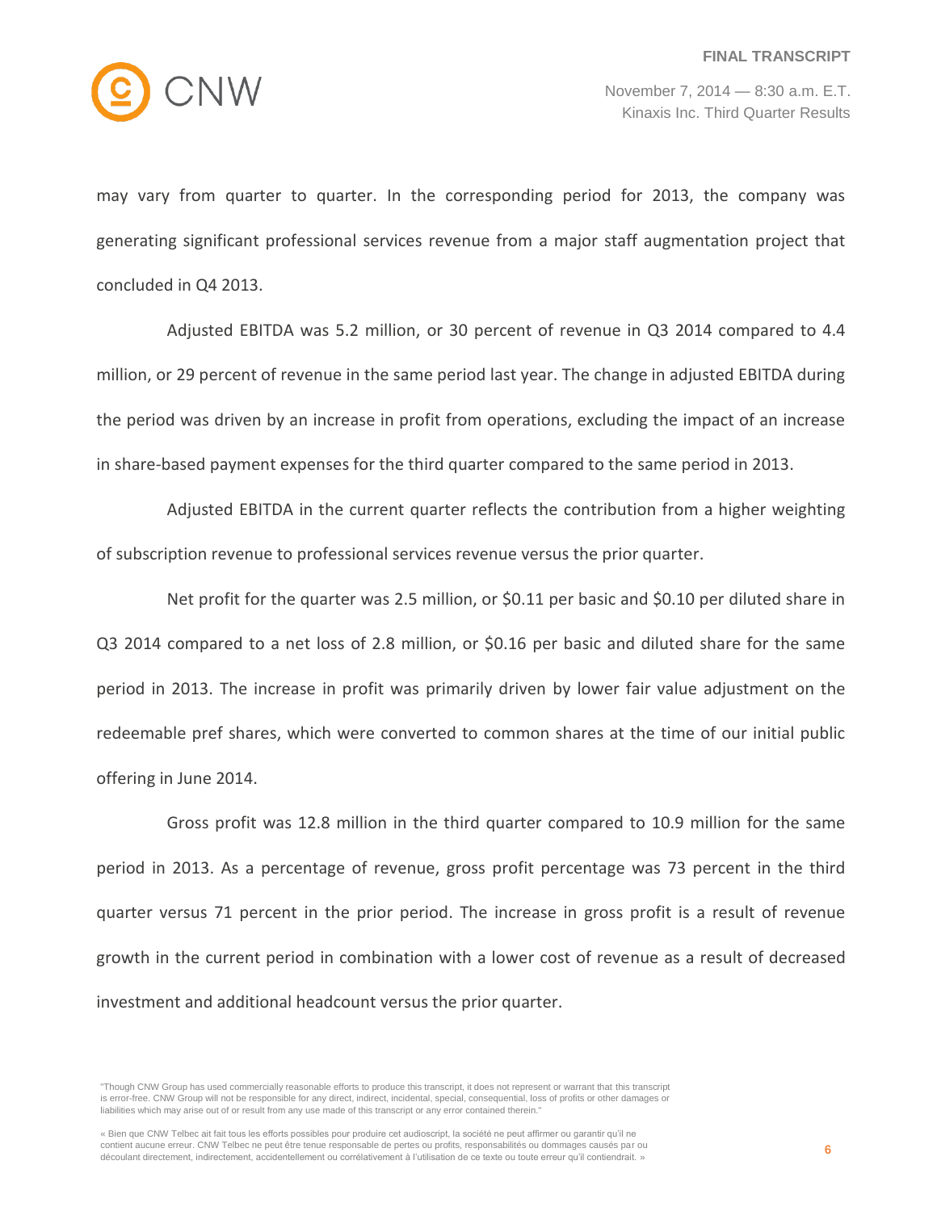may vary from quarter to quarter. In the corresponding period for 2013, the company was generating significant professional services revenue from a major staff augmentation project that concluded in Q4 2013.

Adjusted EBITDA was 5.2 million, or 30 percent of revenue in Q3 2014 compared to 4.4 million, or 29 percent of revenue in the same period last year. The change in adjusted EBITDA during the period was driven by an increase in profit from operations, excluding the impact of an increase in share-based payment expenses for the third quarter compared to the same period in 2013.

Adjusted EBITDA in the current quarter reflects the contribution from a higher weighting of subscription revenue to professional services revenue versus the prior quarter.

Net profit for the quarter was 2.5 million, or $0.11 per basic and $0.10 per diluted share in Q3 2014 compared to a net loss of 2.8 million, or $0.16 per basic and diluted share for the same period in 2013. The increase in profit was primarily driven by lower fair value adjustment on the redeemable pref shares, which were converted to common shares at the time of our initial public offering in June 2014.

Gross profit was 12.8 million in the third quarter compared to 10.9 million for the same period in 2013. As a percentage of revenue, gross profit percentage was 73 percent in the third quarter versus 71 percent in the prior period. The increase in gross profit is a result of revenue growth in the current period in combination with a lower cost of revenue as a result of decreased investment and additional headcount versus the prior quarter.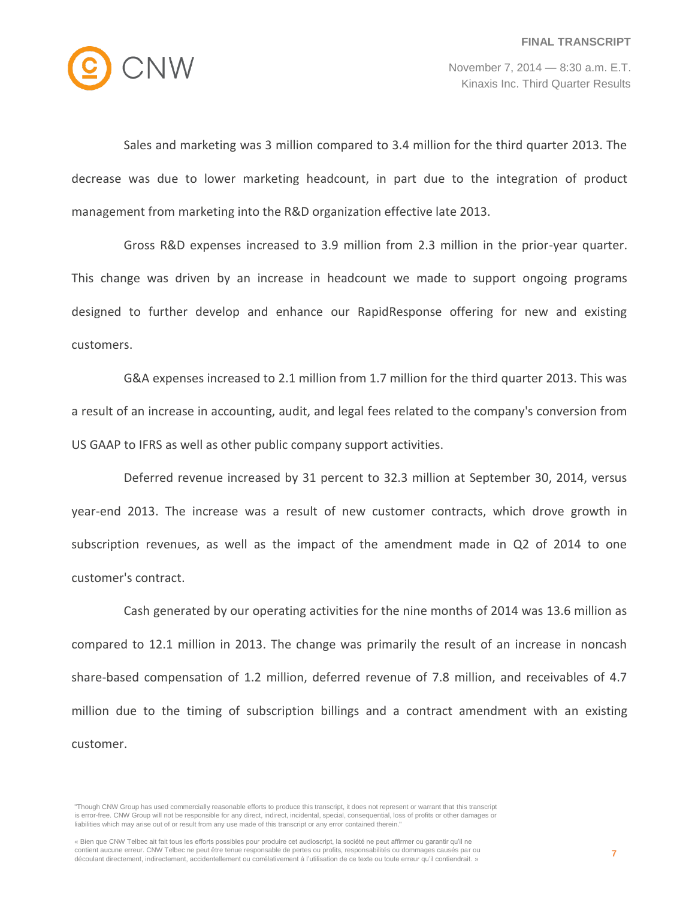Sales and marketing was 3 million compared to 3.4 million for the third quarter 2013. The decrease was due to lower marketing headcount, in part due to the integration of product management from marketing into the R&D organization effective late 2013.

Gross R&D expenses increased to 3.9 million from 2.3 million in the prior-year quarter. This change was driven by an increase in headcount we made to support ongoing programs designed to further develop and enhance our RapidResponse offering for new and existing customers.

G&A expenses increased to 2.1 million from 1.7 million for the third quarter 2013. This was a result of an increase in accounting, audit, and legal fees related to the company's conversion from US GAAP to IFRS as well as other public company support activities.

Deferred revenue increased by 31 percent to 32.3 million at September 30, 2014, versus year-end 2013. The increase was a result of new customer contracts, which drove growth in subscription revenues, as well as the impact of the amendment made in Q2 of 2014 to one customer's contract.

Cash generated by our operating activities for the nine months of 2014 was 13.6 million as compared to 12.1 million in 2013. The change was primarily the result of an increase in noncash share-based compensation of 1.2 million, deferred revenue of 7.8 million, and receivables of 4.7 million due to the timing of subscription billings and a contract amendment with an existing customer.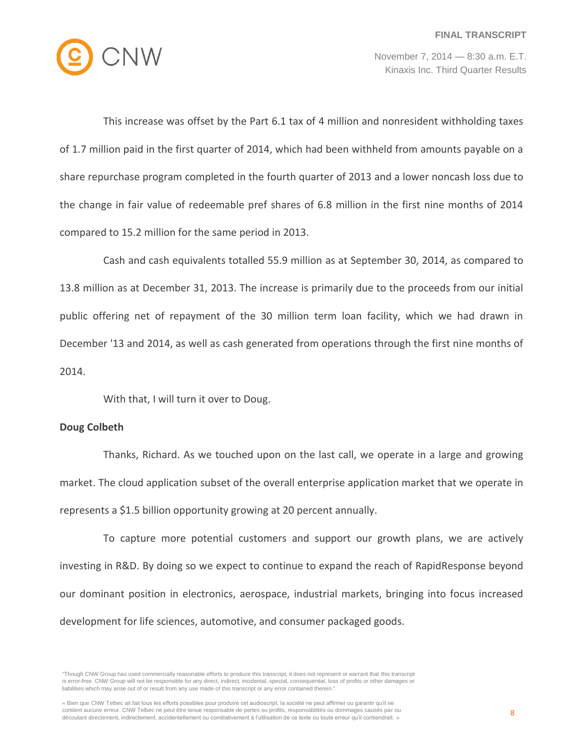This increase was offset by the Part 6.1 tax of 4 million and nonresident withholding taxes of 1.7 million paid in the first quarter of 2014, which had been withheld from amounts payable on a share repurchase program completed in the fourth quarter of 2013 and a lower noncash loss due to the change in fair value of redeemable pref shares of 6.8 million in the first nine months of 2014 compared to 15.2 million for the same period in 2013.

Cash and cash equivalents totalled 55.9 million as at September 30, 2014, as compared to 13.8 million as at December 31, 2013. The increase is primarily due to the proceeds from our initial public offering net of repayment of the 30 million term loan facility, which we had drawn in December '13 and 2014, as well as cash generated from operations through the first nine months of 2014.

With that, I will turn it over to Doug.

**Doug Colbeth**

Thanks, Richard. As we touched upon on the last call, we operate in a large and growing market. The cloud application subset of the overall enterprise application market that we operate in represents a $1.5 billion opportunity growing at 20 percent annually.

To capture more potential customers and support our growth plans, we are actively investing in R&D. By doing so we expect to continue to expand the reach of RapidResponse beyond our dominant position in electronics, aerospace, industrial markets, bringing into focus increased development for life sciences, automotive, and consumer packaged goods.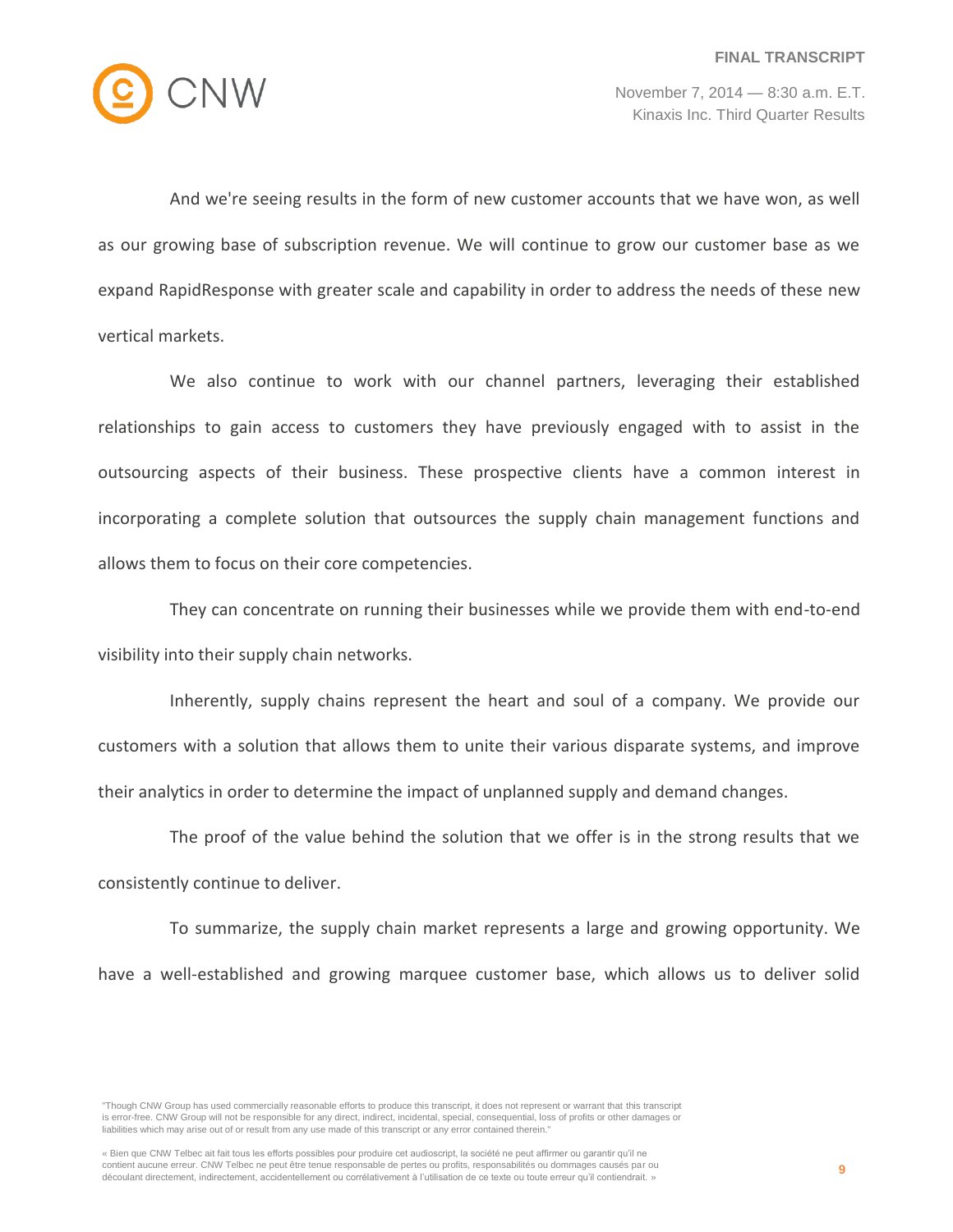And we're seeing results in the form of new customer accounts that we have won, as well as our growing base of subscription revenue. We will continue to grow our customer base as we expand RapidResponse with greater scale and capability in order to address the needs of these new vertical markets.

We also continue to work with our channel partners, leveraging their established relationships to gain access to customers they have previously engaged with to assist in the outsourcing aspects of their business. These prospective clients have a common interest in incorporating a complete solution that outsources the supply chain management functions and allows them to focus on their core competencies.

They can concentrate on running their businesses while we provide them with end-to-end visibility into their supply chain networks.

Inherently, supply chains represent the heart and soul of a company. We provide our customers with a solution that allows them to unite their various disparate systems, and improve their analytics in order to determine the impact of unplanned supply and demand changes.

The proof of the value behind the solution that we offer is in the strong results that we consistently continue to deliver.

To summarize, the supply chain market represents a large and growing opportunity. We have a well-established and growing marquee customer base, which allows us to deliver solid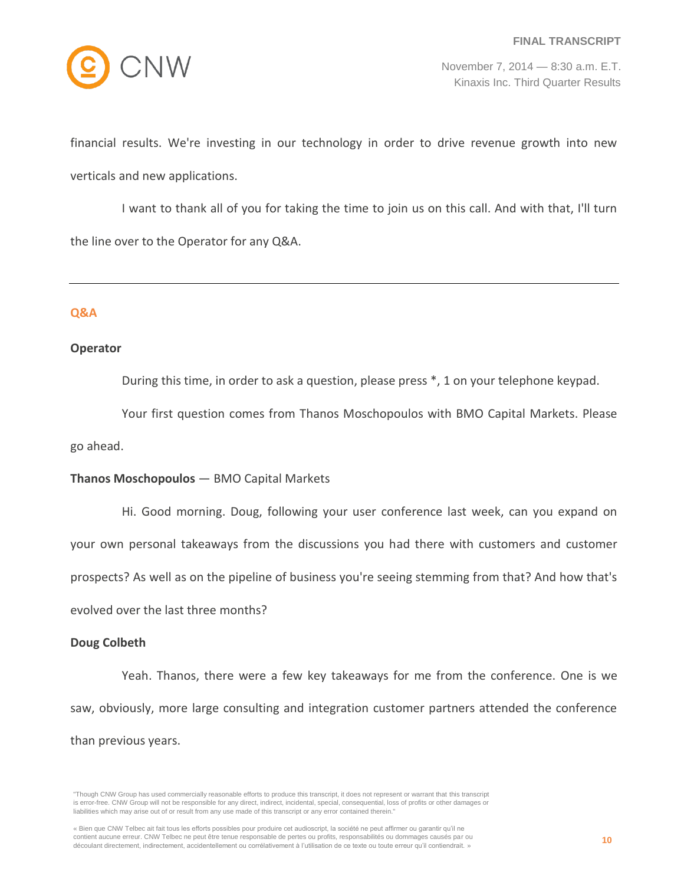financial results. We're investing in our technology in order to drive revenue growth into new verticals and new applications.

I want to thank all of you for taking the time to join us on this call. And with that, I'll turn the line over to the Operator for any Q&A.

---

## Q&A

**Operator**

During this time, in order to ask a question, please press *, 1 on your telephone keypad.

Your first question comes from Thanos Moschopoulos with BMO Capital Markets. Please go ahead.

**Thanos Moschopoulos** — BMO Capital Markets

Hi. Good morning. Doug, following your user conference last week, can you expand on your own personal takeaways from the discussions you had there with customers and customer prospects? As well as on the pipeline of business you're seeing stemming from that? And how that's evolved over the last three months?

**Doug Colbeth**

Yeah. Thanos, there were a few key takeaways for me from the conference. One is we saw, obviously, more large consulting and integration customer partners attended the conference than previous years.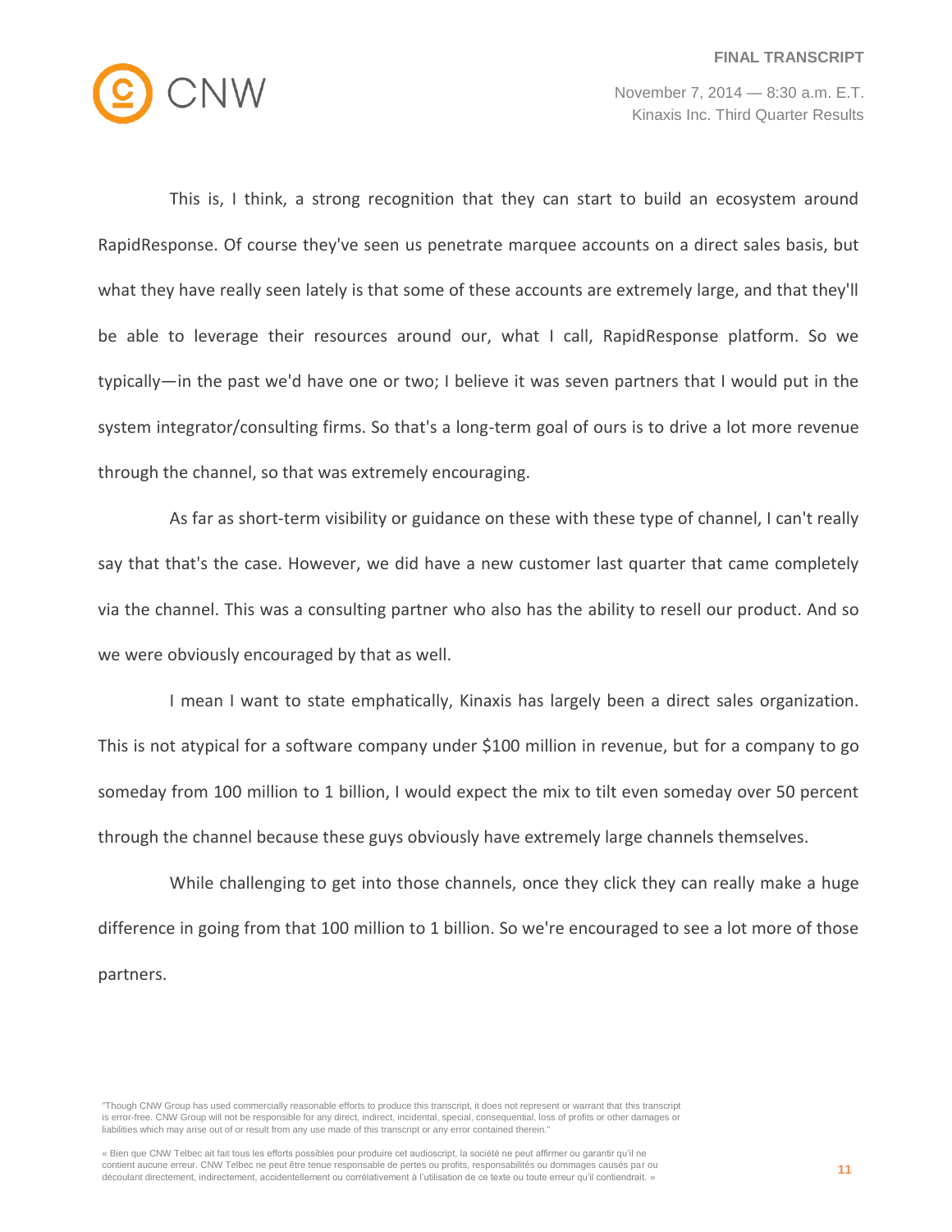This is, I think, a strong recognition that they can start to build an ecosystem around RapidResponse. Of course they've seen us penetrate marquee accounts on a direct sales basis, but what they have really seen lately is that some of these accounts are extremely large, and that they'll be able to leverage their resources around our, what I call, RapidResponse platform. So we typically—in the past we'd have one or two; I believe it was seven partners that I would put in the system integrator/consulting firms. So that's a long-term goal of ours is to drive a lot more revenue through the channel, so that was extremely encouraging.

As far as short-term visibility or guidance on these with these type of channel, I can't really say that that's the case. However, we did have a new customer last quarter that came completely via the channel. This was a consulting partner who also has the ability to resell our product. And so we were obviously encouraged by that as well.

I mean I want to state emphatically, Kinaxis has largely been a direct sales organization. This is not atypical for a software company under $100 million in revenue, but for a company to go someday from 100 million to 1 billion, I would expect the mix to tilt even someday over 50 percent through the channel because these guys obviously have extremely large channels themselves.

While challenging to get into those channels, once they click they can really make a huge difference in going from that 100 million to 1 billion. So we're encouraged to see a lot more of those partners.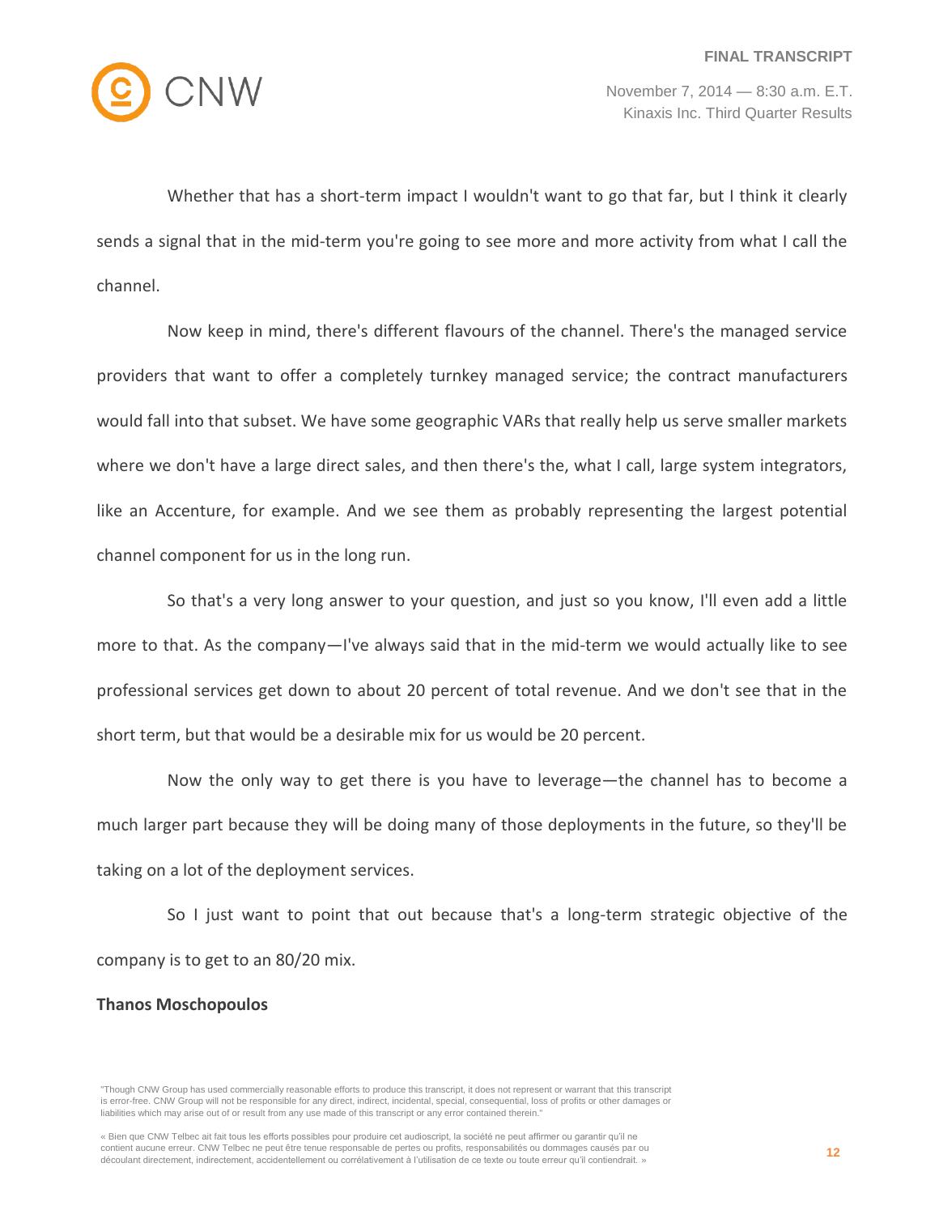Whether that has a short-term impact I wouldn't want to go that far, but I think it clearly sends a signal that in the mid-term you're going to see more and more activity from what I call the channel.

Now keep in mind, there's different flavours of the channel. There's the managed service providers that want to offer a completely turnkey managed service; the contract manufacturers would fall into that subset. We have some geographic VARs that really help us serve smaller markets where we don't have a large direct sales, and then there's the, what I call, large system integrators, like an Accenture, for example. And we see them as probably representing the largest potential channel component for us in the long run.

So that's a very long answer to your question, and just so you know, I'll even add a little more to that. As the company—I've always said that in the mid-term we would actually like to see professional services get down to about 20 percent of total revenue. And we don't see that in the short term, but that would be a desirable mix for us would be 20 percent.

Now the only way to get there is you have to leverage—the channel has to become a much larger part because they will be doing many of those deployments in the future, so they'll be taking on a lot of the deployment services.

So I just want to point that out because that's a long-term strategic objective of the company is to get to an 80/20 mix.

**Thanos Moschopoulos**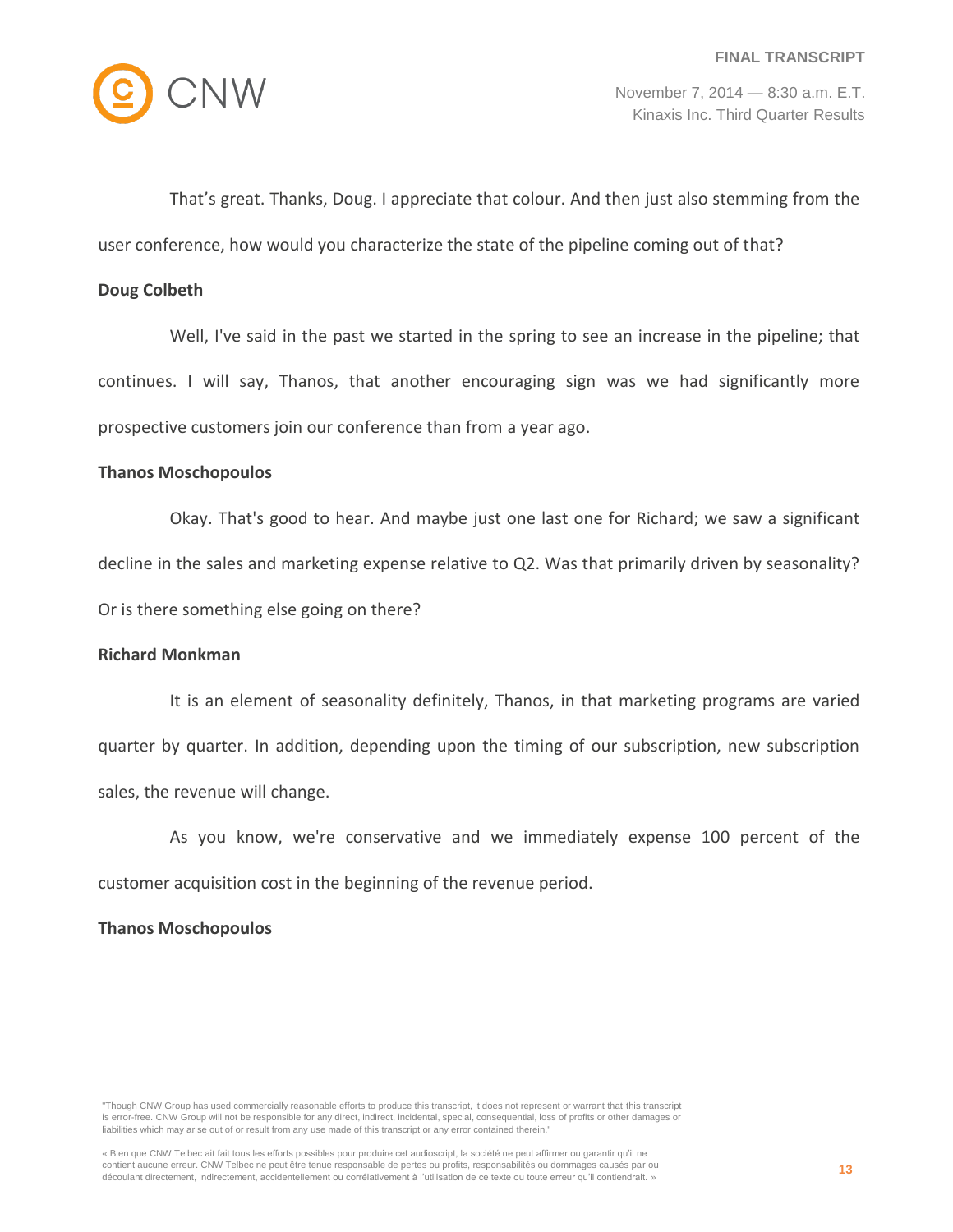That's great. Thanks, Doug. I appreciate that colour. And then just also stemming from the user conference, how would you characterize the state of the pipeline coming out of that?

**Doug Colbeth**

Well, I've said in the past we started in the spring to see an increase in the pipeline; that continues. I will say, Thanos, that another encouraging sign was we had significantly more prospective customers join our conference than from a year ago.

**Thanos Moschopoulos**

Okay. That's good to hear. And maybe just one last one for Richard; we saw a significant decline in the sales and marketing expense relative to Q2. Was that primarily driven by seasonality? Or is there something else going on there?

**Richard Monkman**

It is an element of seasonality definitely, Thanos, in that marketing programs are varied quarter by quarter. In addition, depending upon the timing of our subscription, new subscription sales, the revenue will change.

As you know, we're conservative and we immediately expense 100 percent of the customer acquisition cost in the beginning of the revenue period.

**Thanos Moschopoulos**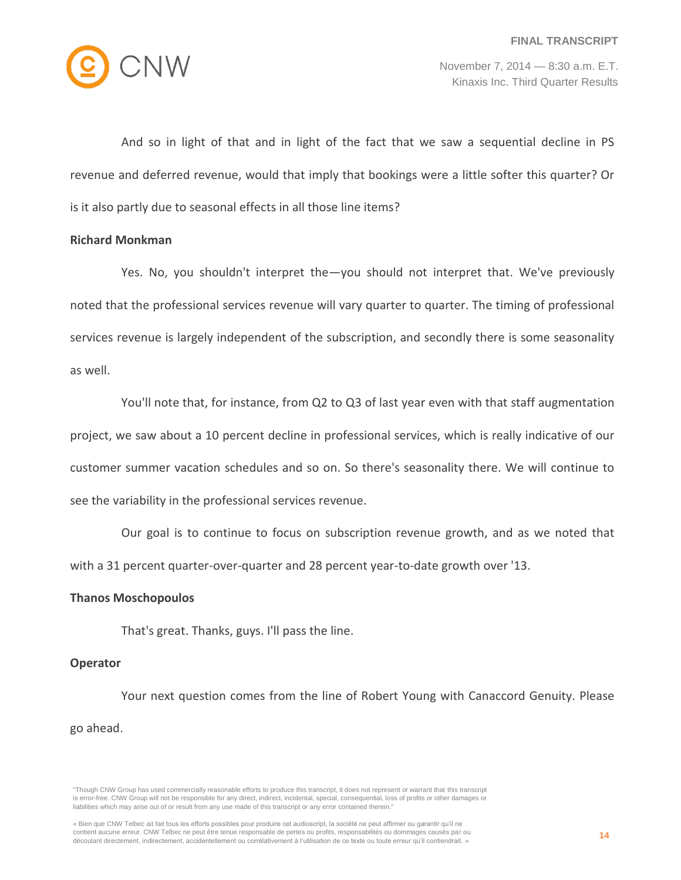And so in light of that and in light of the fact that we saw a sequential decline in PS revenue and deferred revenue, would that imply that bookings were a little softer this quarter? Or is it also partly due to seasonal effects in all those line items?

**Richard Monkman**

Yes. No, you shouldn't interpret the—you should not interpret that. We've previously noted that the professional services revenue will vary quarter to quarter. The timing of professional services revenue is largely independent of the subscription, and secondly there is some seasonality as well.

You'll note that, for instance, from Q2 to Q3 of last year even with that staff augmentation project, we saw about a 10 percent decline in professional services, which is really indicative of our customer summer vacation schedules and so on. So there's seasonality there. We will continue to see the variability in the professional services revenue.

Our goal is to continue to focus on subscription revenue growth, and as we noted that with a 31 percent quarter-over-quarter and 28 percent year-to-date growth over '13.

**Thanos Moschopoulos**

That's great. Thanks, guys. I'll pass the line.

**Operator**

Your next question comes from the line of Robert Young with Canaccord Genuity. Please go ahead.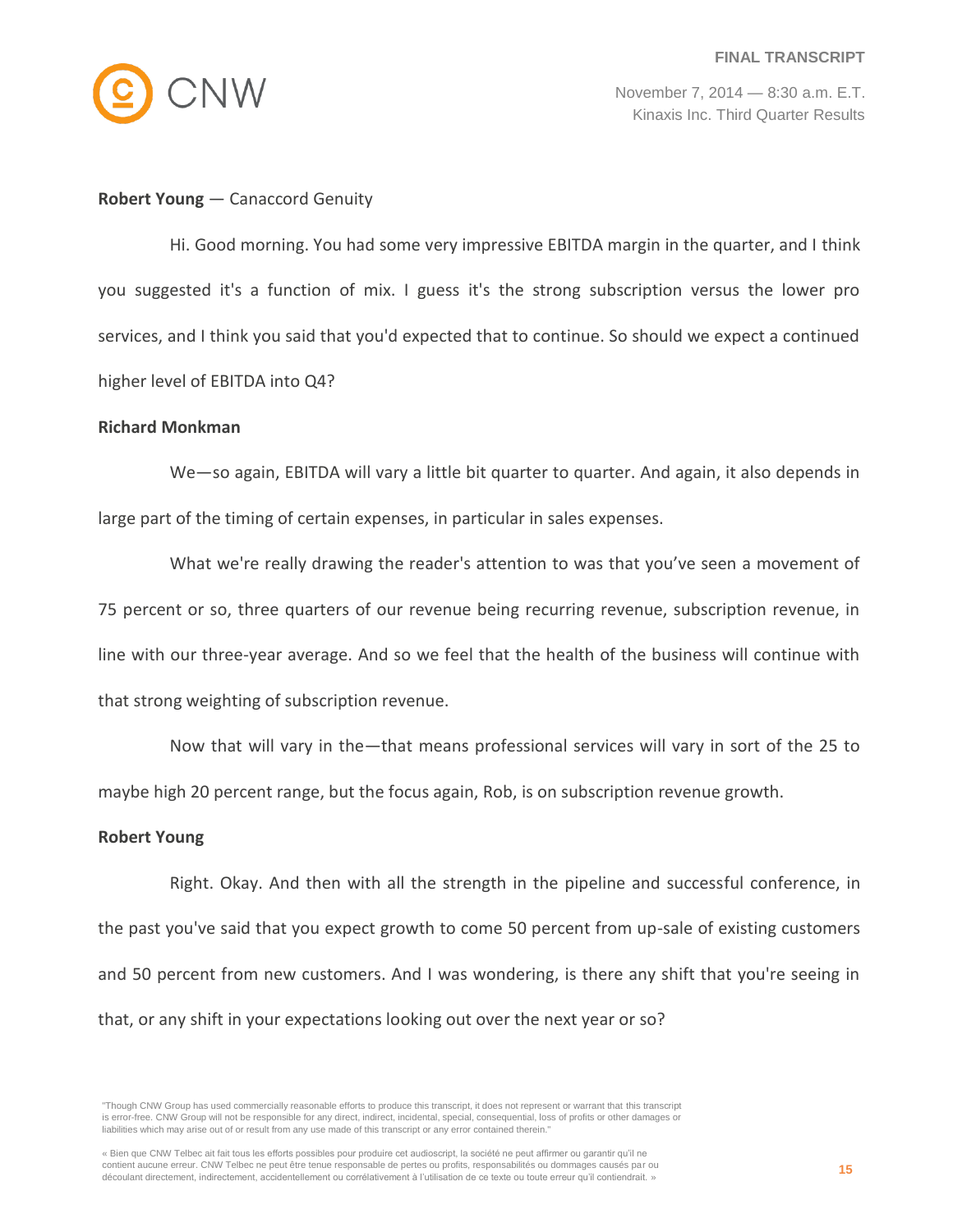**Robert Young** — Canaccord Genuity

Hi. Good morning. You had some very impressive EBITDA margin in the quarter, and I think you suggested it's a function of mix. I guess it's the strong subscription versus the lower pro services, and I think you said that you'd expected that to continue. So should we expect a continued higher level of EBITDA into Q4?

**Richard Monkman**

We—so again, EBITDA will vary a little bit quarter to quarter. And again, it also depends in large part of the timing of certain expenses, in particular in sales expenses.

What we're really drawing the reader's attention to was that you've seen a movement of 75 percent or so, three quarters of our revenue being recurring revenue, subscription revenue, in line with our three-year average. And so we feel that the health of the business will continue with that strong weighting of subscription revenue.

Now that will vary in the—that means professional services will vary in sort of the 25 to maybe high 20 percent range, but the focus again, Rob, is on subscription revenue growth.

**Robert Young**

Right. Okay. And then with all the strength in the pipeline and successful conference, in the past you've said that you expect growth to come 50 percent from up-sale of existing customers and 50 percent from new customers. And I was wondering, is there any shift that you're seeing in that, or any shift in your expectations looking out over the next year or so?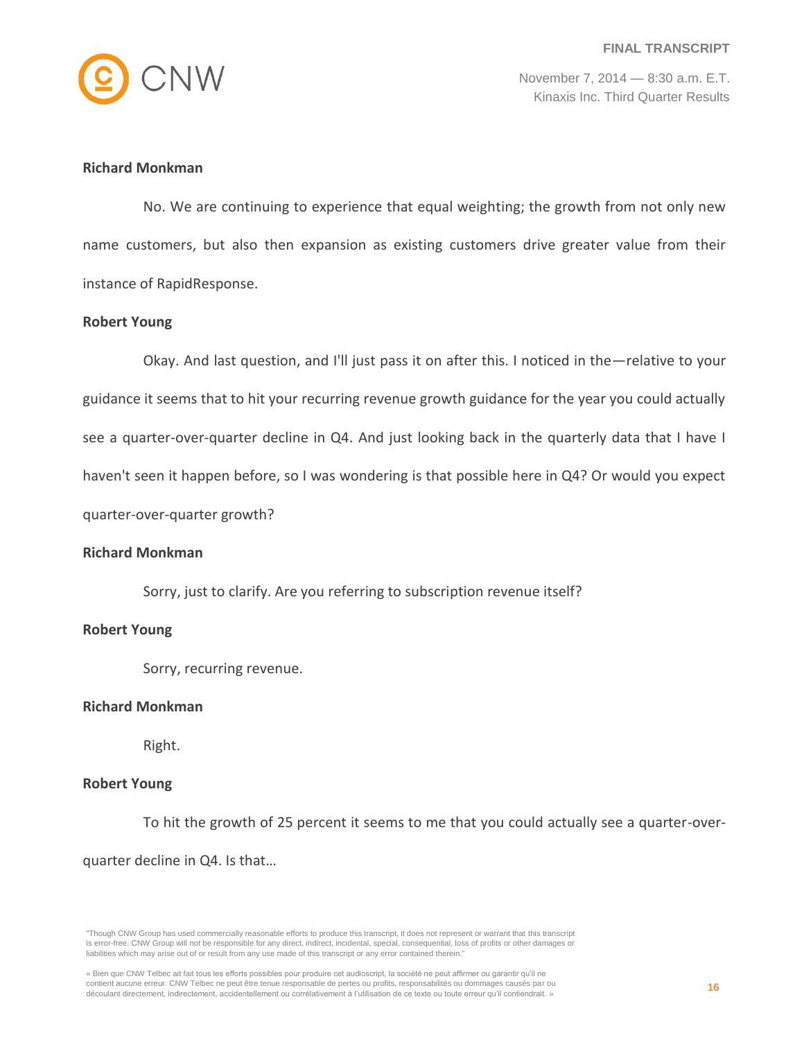**Richard Monkman**

No. We are continuing to experience that equal weighting; the growth from not only new name customers, but also then expansion as existing customers drive greater value from their instance of RapidResponse.

**Robert Young**

Okay. And last question, and I'll just pass it on after this. I noticed in the—relative to your guidance it seems that to hit your recurring revenue growth guidance for the year you could actually see a quarter-over-quarter decline in Q4. And just looking back in the quarterly data that I have I haven't seen it happen before, so I was wondering is that possible here in Q4? Or would you expect quarter-over-quarter growth?

**Richard Monkman**

Sorry, just to clarify. Are you referring to subscription revenue itself?

**Robert Young**

Sorry, recurring revenue.

**Richard Monkman**

Right.

**Robert Young**

To hit the growth of 25 percent it seems to me that you could actually see a quarter-over-quarter decline in Q4. Is that…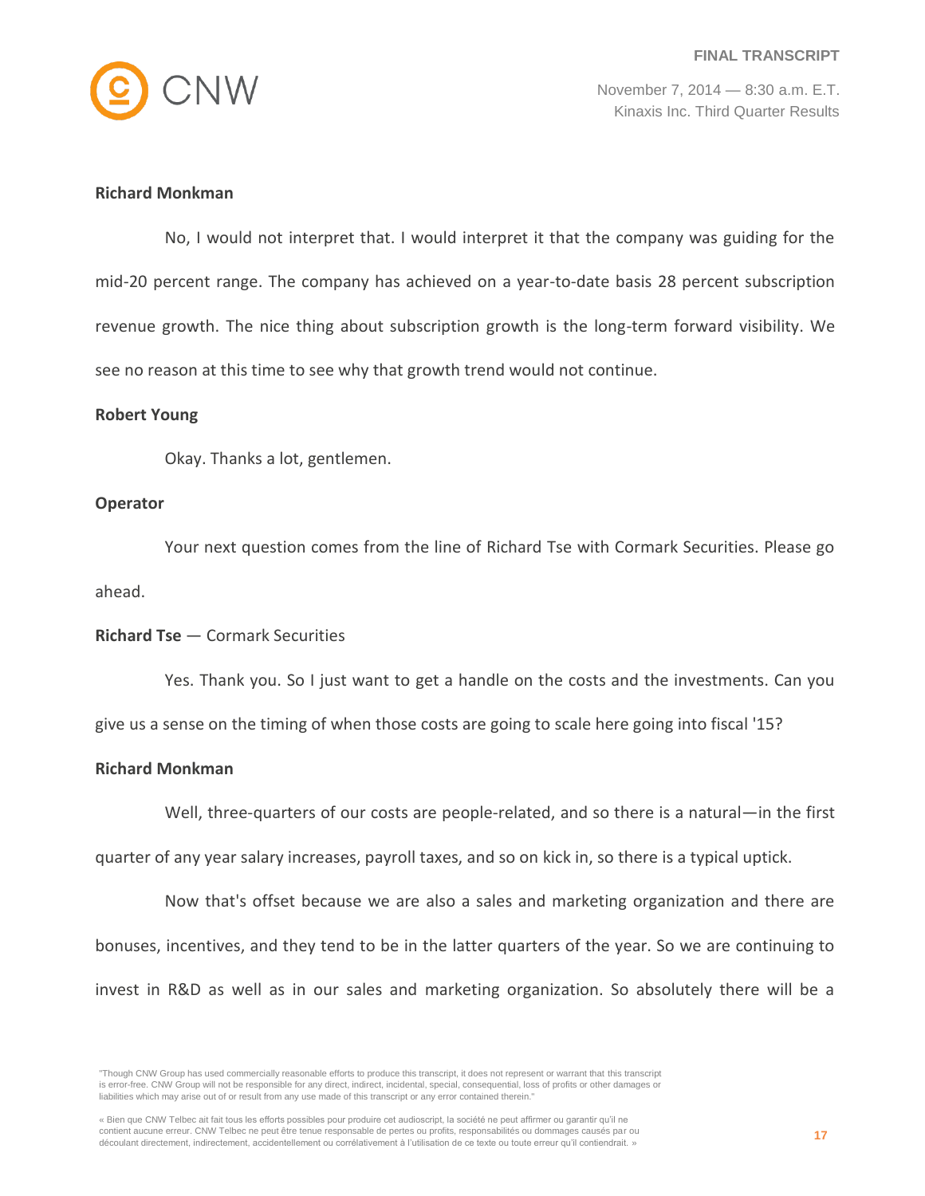**Richard Monkman**

No, I would not interpret that. I would interpret it that the company was guiding for the mid-20 percent range. The company has achieved on a year-to-date basis 28 percent subscription revenue growth. The nice thing about subscription growth is the long-term forward visibility. We see no reason at this time to see why that growth trend would not continue.

**Robert Young**

Okay. Thanks a lot, gentlemen.

**Operator**

Your next question comes from the line of Richard Tse with Cormark Securities. Please go ahead.

**Richard Tse** — Cormark Securities

Yes. Thank you. So I just want to get a handle on the costs and the investments. Can you give us a sense on the timing of when those costs are going to scale here going into fiscal '15?

**Richard Monkman**

Well, three-quarters of our costs are people-related, and so there is a natural—in the first quarter of any year salary increases, payroll taxes, and so on kick in, so there is a typical uptick.

Now that's offset because we are also a sales and marketing organization and there are bonuses, incentives, and they tend to be in the latter quarters of the year. So we are continuing to invest in R&D as well as in our sales and marketing organization. So absolutely there will be a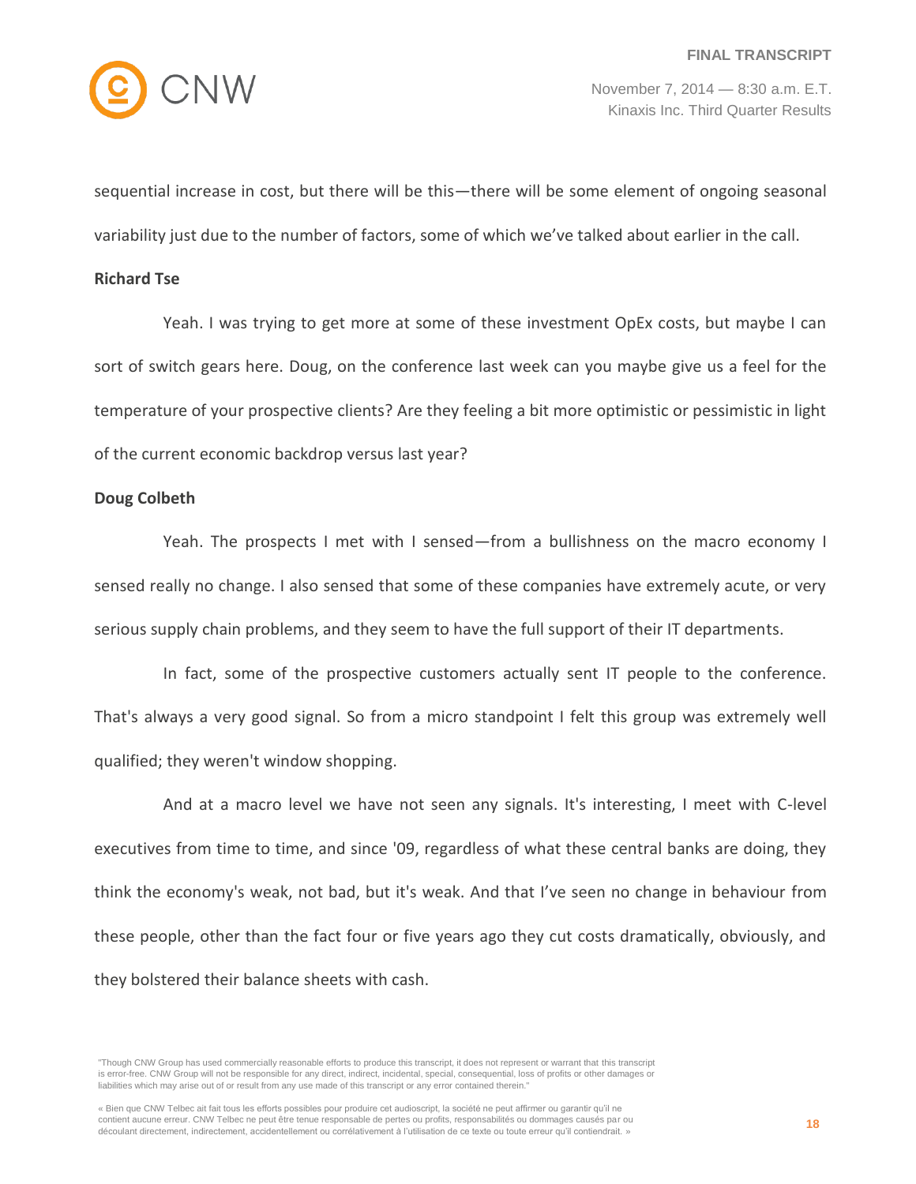sequential increase in cost, but there will be this—there will be some element of ongoing seasonal variability just due to the number of factors, some of which we've talked about earlier in the call.

**Richard Tse**

Yeah. I was trying to get more at some of these investment OpEx costs, but maybe I can sort of switch gears here. Doug, on the conference last week can you maybe give us a feel for the temperature of your prospective clients? Are they feeling a bit more optimistic or pessimistic in light of the current economic backdrop versus last year?

**Doug Colbeth**

Yeah. The prospects I met with I sensed—from a bullishness on the macro economy I sensed really no change. I also sensed that some of these companies have extremely acute, or very serious supply chain problems, and they seem to have the full support of their IT departments.

In fact, some of the prospective customers actually sent IT people to the conference. That's always a very good signal. So from a micro standpoint I felt this group was extremely well qualified; they weren't window shopping.

And at a macro level we have not seen any signals. It's interesting, I meet with C-level executives from time to time, and since '09, regardless of what these central banks are doing, they think the economy's weak, not bad, but it's weak. And that I've seen no change in behaviour from these people, other than the fact four or five years ago they cut costs dramatically, obviously, and they bolstered their balance sheets with cash.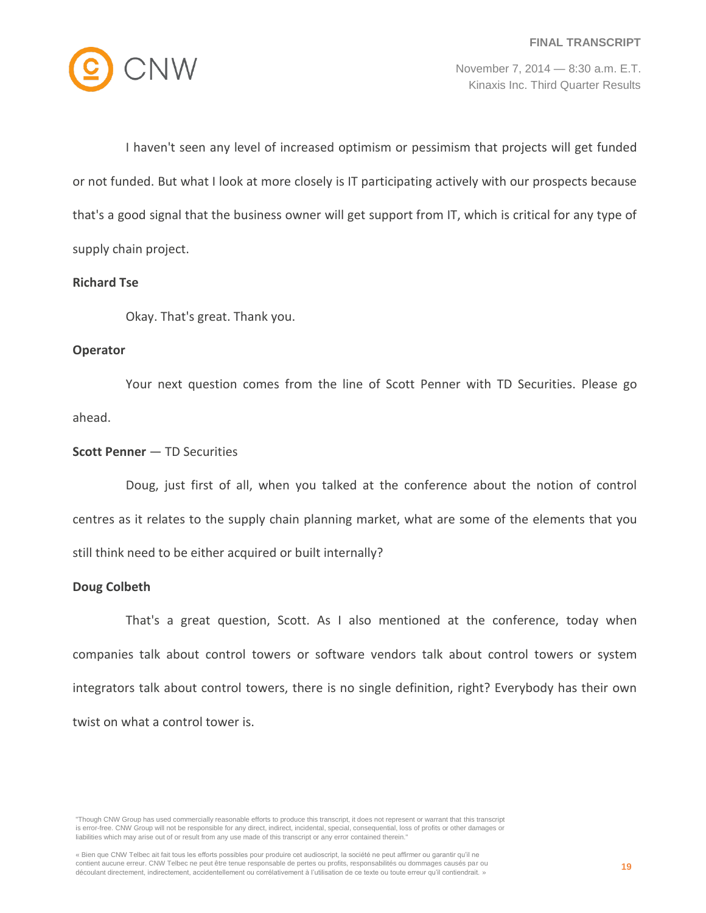I haven't seen any level of increased optimism or pessimism that projects will get funded or not funded. But what I look at more closely is IT participating actively with our prospects because that's a good signal that the business owner will get support from IT, which is critical for any type of supply chain project.

**Richard Tse**

Okay. That's great. Thank you.

**Operator**

Your next question comes from the line of Scott Penner with TD Securities. Please go ahead.

**Scott Penner** — TD Securities

Doug, just first of all, when you talked at the conference about the notion of control centres as it relates to the supply chain planning market, what are some of the elements that you still think need to be either acquired or built internally?

**Doug Colbeth**

That's a great question, Scott. As I also mentioned at the conference, today when companies talk about control towers or software vendors talk about control towers or system integrators talk about control towers, there is no single definition, right? Everybody has their own twist on what a control tower is.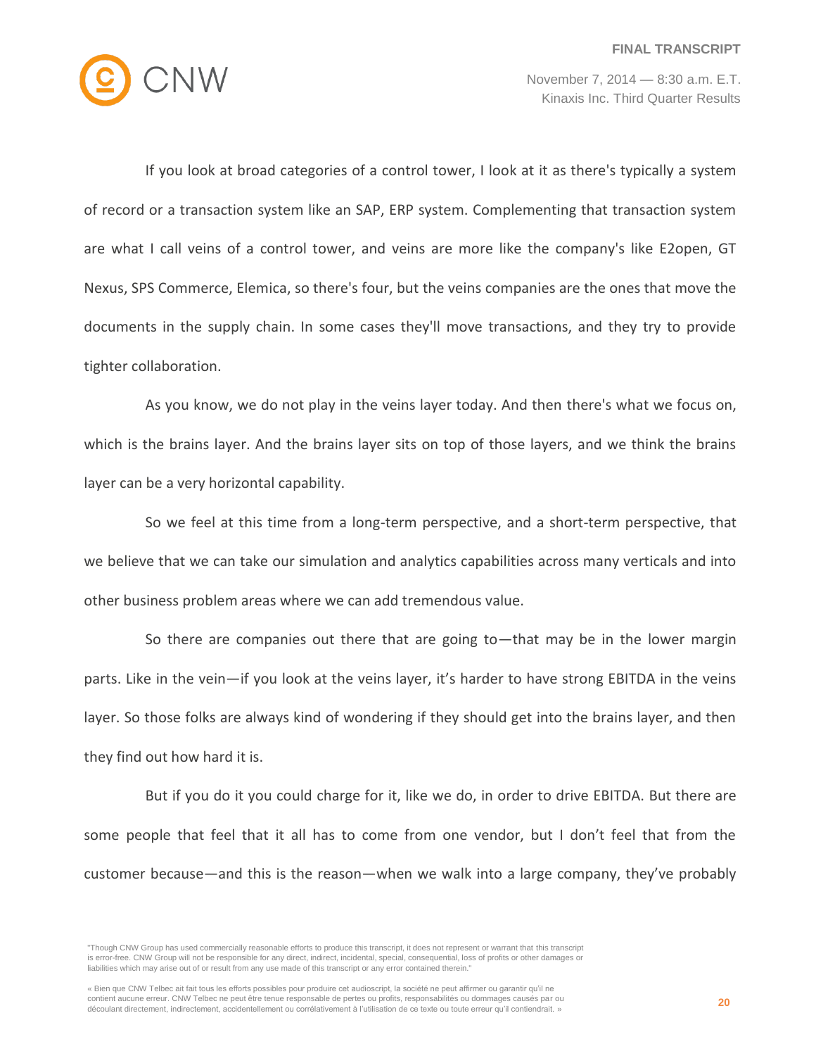If you look at broad categories of a control tower, I look at it as there's typically a system of record or a transaction system like an SAP, ERP system. Complementing that transaction system are what I call veins of a control tower, and veins are more like the company's like E2open, GT Nexus, SPS Commerce, Elemica, so there's four, but the veins companies are the ones that move the documents in the supply chain. In some cases they'll move transactions, and they try to provide tighter collaboration.

As you know, we do not play in the veins layer today. And then there's what we focus on, which is the brains layer. And the brains layer sits on top of those layers, and we think the brains layer can be a very horizontal capability.

So we feel at this time from a long-term perspective, and a short-term perspective, that we believe that we can take our simulation and analytics capabilities across many verticals and into other business problem areas where we can add tremendous value.

So there are companies out there that are going to—that may be in the lower margin parts. Like in the vein—if you look at the veins layer, it's harder to have strong EBITDA in the veins layer. So those folks are always kind of wondering if they should get into the brains layer, and then they find out how hard it is.

But if you do it you could charge for it, like we do, in order to drive EBITDA. But there are some people that feel that it all has to come from one vendor, but I don't feel that from the customer because—and this is the reason—when we walk into a large company, they've probably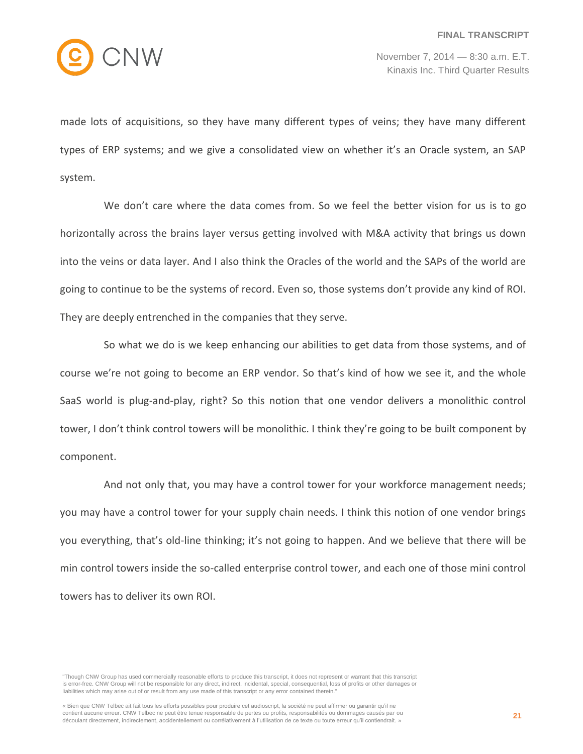made lots of acquisitions, so they have many different types of veins; they have many different types of ERP systems; and we give a consolidated view on whether it's an Oracle system, an SAP system.

We don't care where the data comes from. So we feel the better vision for us is to go horizontally across the brains layer versus getting involved with M&A activity that brings us down into the veins or data layer. And I also think the Oracles of the world and the SAPs of the world are going to continue to be the systems of record. Even so, those systems don't provide any kind of ROI. They are deeply entrenched in the companies that they serve.

So what we do is we keep enhancing our abilities to get data from those systems, and of course we're not going to become an ERP vendor. So that's kind of how we see it, and the whole SaaS world is plug-and-play, right? So this notion that one vendor delivers a monolithic control tower, I don't think control towers will be monolithic. I think they're going to be built component by component.

And not only that, you may have a control tower for your workforce management needs; you may have a control tower for your supply chain needs. I think this notion of one vendor brings you everything, that's old-line thinking; it's not going to happen. And we believe that there will be min control towers inside the so-called enterprise control tower, and each one of those mini control towers has to deliver its own ROI.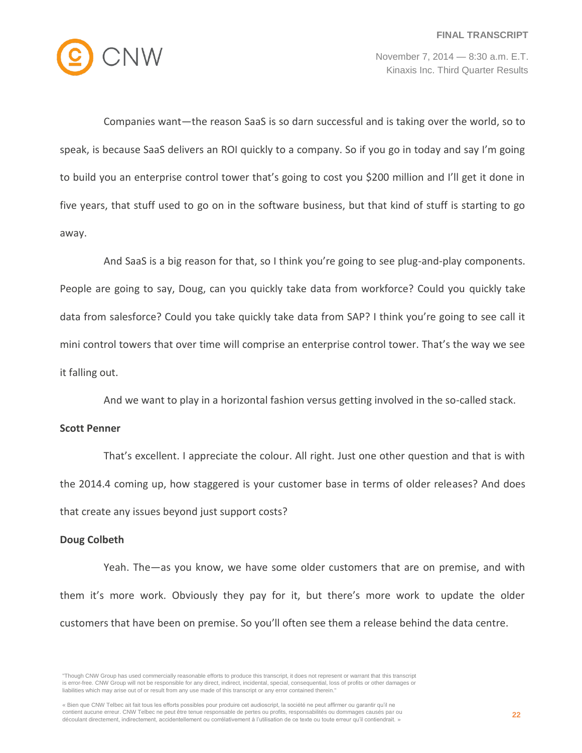Companies want—the reason SaaS is so darn successful and is taking over the world, so to speak, is because SaaS delivers an ROI quickly to a company. So if you go in today and say I'm going to build you an enterprise control tower that's going to cost you $200 million and I'll get it done in five years, that stuff used to go on in the software business, but that kind of stuff is starting to go away.

And SaaS is a big reason for that, so I think you're going to see plug-and-play components. People are going to say, Doug, can you quickly take data from workforce? Could you quickly take data from salesforce? Could you take quickly take data from SAP? I think you're going to see call it mini control towers that over time will comprise an enterprise control tower. That's the way we see it falling out.

And we want to play in a horizontal fashion versus getting involved in the so-called stack.

**Scott Penner**

That's excellent. I appreciate the colour. All right. Just one other question and that is with the 2014.4 coming up, how staggered is your customer base in terms of older releases? And does that create any issues beyond just support costs?

**Doug Colbeth**

Yeah. The—as you know, we have some older customers that are on premise, and with them it's more work. Obviously they pay for it, but there's more work to update the older customers that have been on premise. So you'll often see them a release behind the data centre.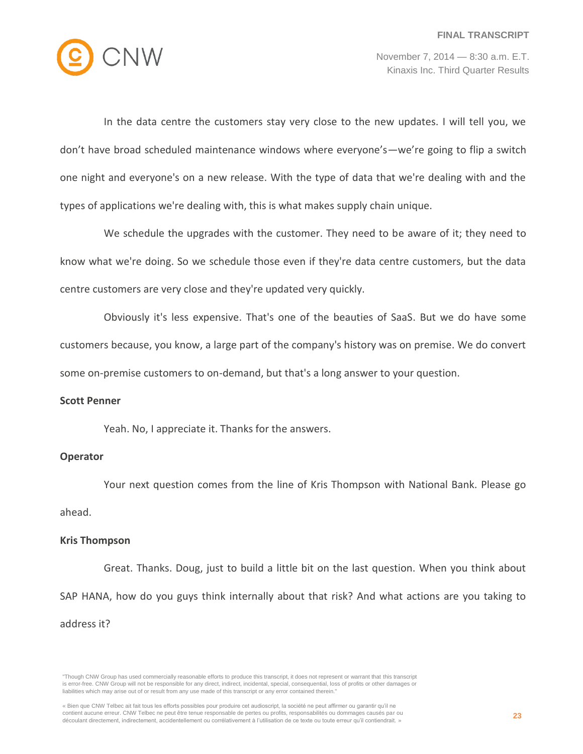In the data centre the customers stay very close to the new updates. I will tell you, we don't have broad scheduled maintenance windows where everyone's—we're going to flip a switch one night and everyone's on a new release. With the type of data that we're dealing with and the types of applications we're dealing with, this is what makes supply chain unique.

We schedule the upgrades with the customer. They need to be aware of it; they need to know what we're doing. So we schedule those even if they're data centre customers, but the data centre customers are very close and they're updated very quickly.

Obviously it's less expensive. That's one of the beauties of SaaS. But we do have some customers because, you know, a large part of the company's history was on premise. We do convert some on-premise customers to on-demand, but that's a long answer to your question.

**Scott Penner**

Yeah. No, I appreciate it. Thanks for the answers.

**Operator**

Your next question comes from the line of Kris Thompson with National Bank. Please go ahead.

**Kris Thompson**

Great. Thanks. Doug, just to build a little bit on the last question. When you think about SAP HANA, how do you guys think internally about that risk? And what actions are you taking to address it?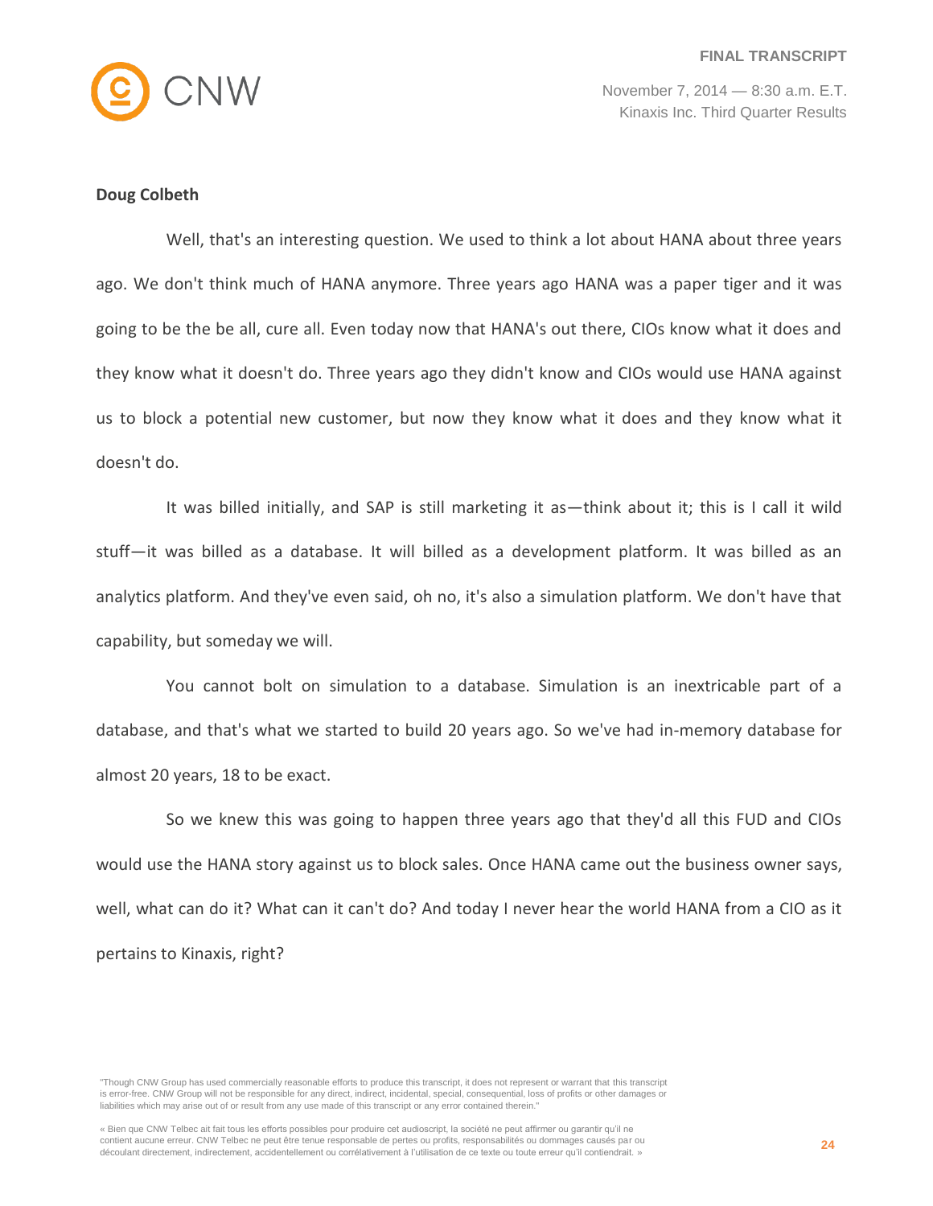**Doug Colbeth**

Well, that's an interesting question. We used to think a lot about HANA about three years ago. We don't think much of HANA anymore. Three years ago HANA was a paper tiger and it was going to be the be all, cure all. Even today now that HANA's out there, CIOs know what it does and they know what it doesn't do. Three years ago they didn't know and CIOs would use HANA against us to block a potential new customer, but now they know what it does and they know what it doesn't do.

It was billed initially, and SAP is still marketing it as—think about it; this is I call it wild stuff—it was billed as a database. It will billed as a development platform. It was billed as an analytics platform. And they've even said, oh no, it's also a simulation platform. We don't have that capability, but someday we will.

You cannot bolt on simulation to a database. Simulation is an inextricable part of a database, and that's what we started to build 20 years ago. So we've had in-memory database for almost 20 years, 18 to be exact.

So we knew this was going to happen three years ago that they'd all this FUD and CIOs would use the HANA story against us to block sales. Once HANA came out the business owner says, well, what can do it? What can it can't do? And today I never hear the world HANA from a CIO as it pertains to Kinaxis, right?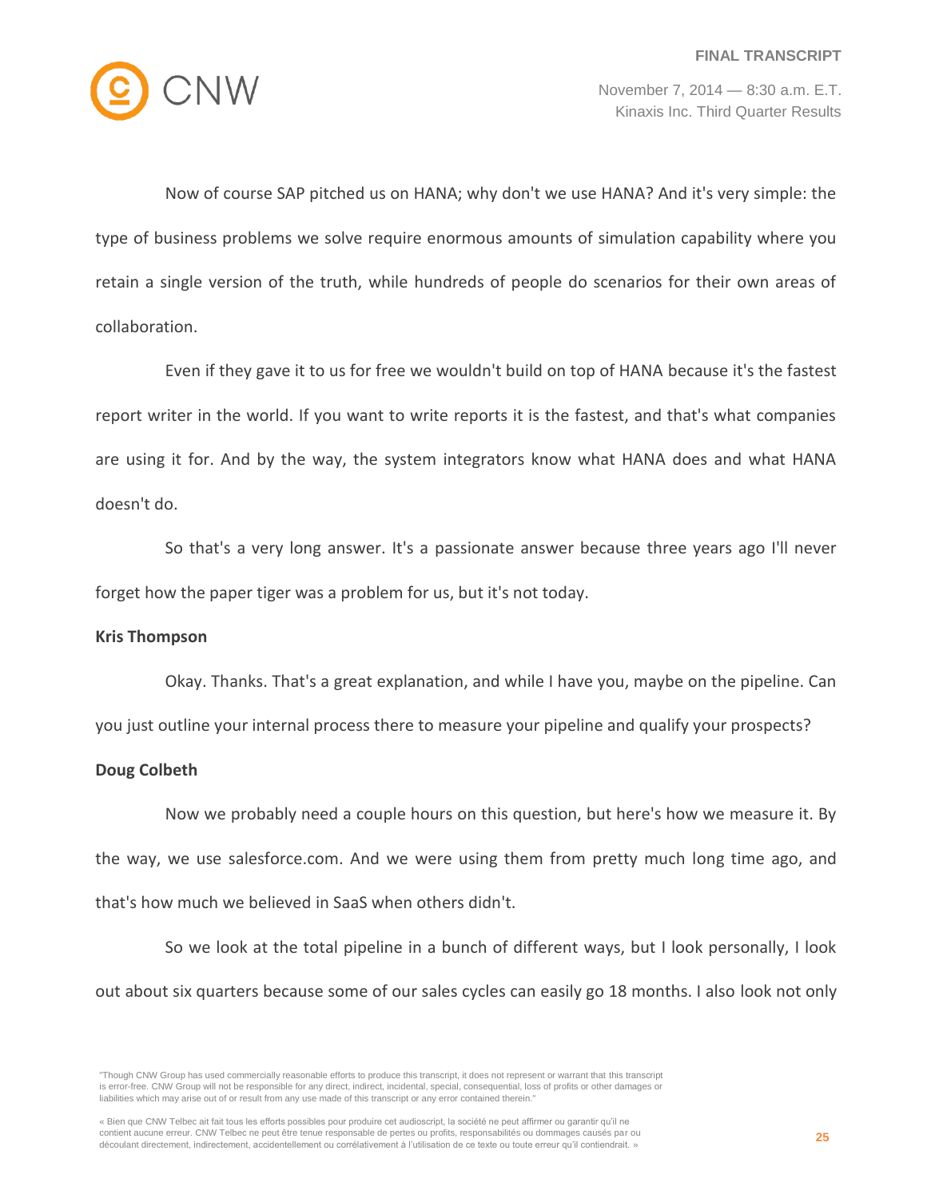Now of course SAP pitched us on HANA; why don't we use HANA? And it's very simple: the type of business problems we solve require enormous amounts of simulation capability where you retain a single version of the truth, while hundreds of people do scenarios for their own areas of collaboration.

Even if they gave it to us for free we wouldn't build on top of HANA because it's the fastest report writer in the world. If you want to write reports it is the fastest, and that's what companies are using it for. And by the way, the system integrators know what HANA does and what HANA doesn't do.

So that's a very long answer. It's a passionate answer because three years ago I'll never forget how the paper tiger was a problem for us, but it's not today.

**Kris Thompson**

Okay. Thanks. That's a great explanation, and while I have you, maybe on the pipeline. Can you just outline your internal process there to measure your pipeline and qualify your prospects?

**Doug Colbeth**

Now we probably need a couple hours on this question, but here's how we measure it. By the way, we use salesforce.com. And we were using them from pretty much long time ago, and that's how much we believed in SaaS when others didn't.

So we look at the total pipeline in a bunch of different ways, but I look personally, I look out about six quarters because some of our sales cycles can easily go 18 months. I also look not only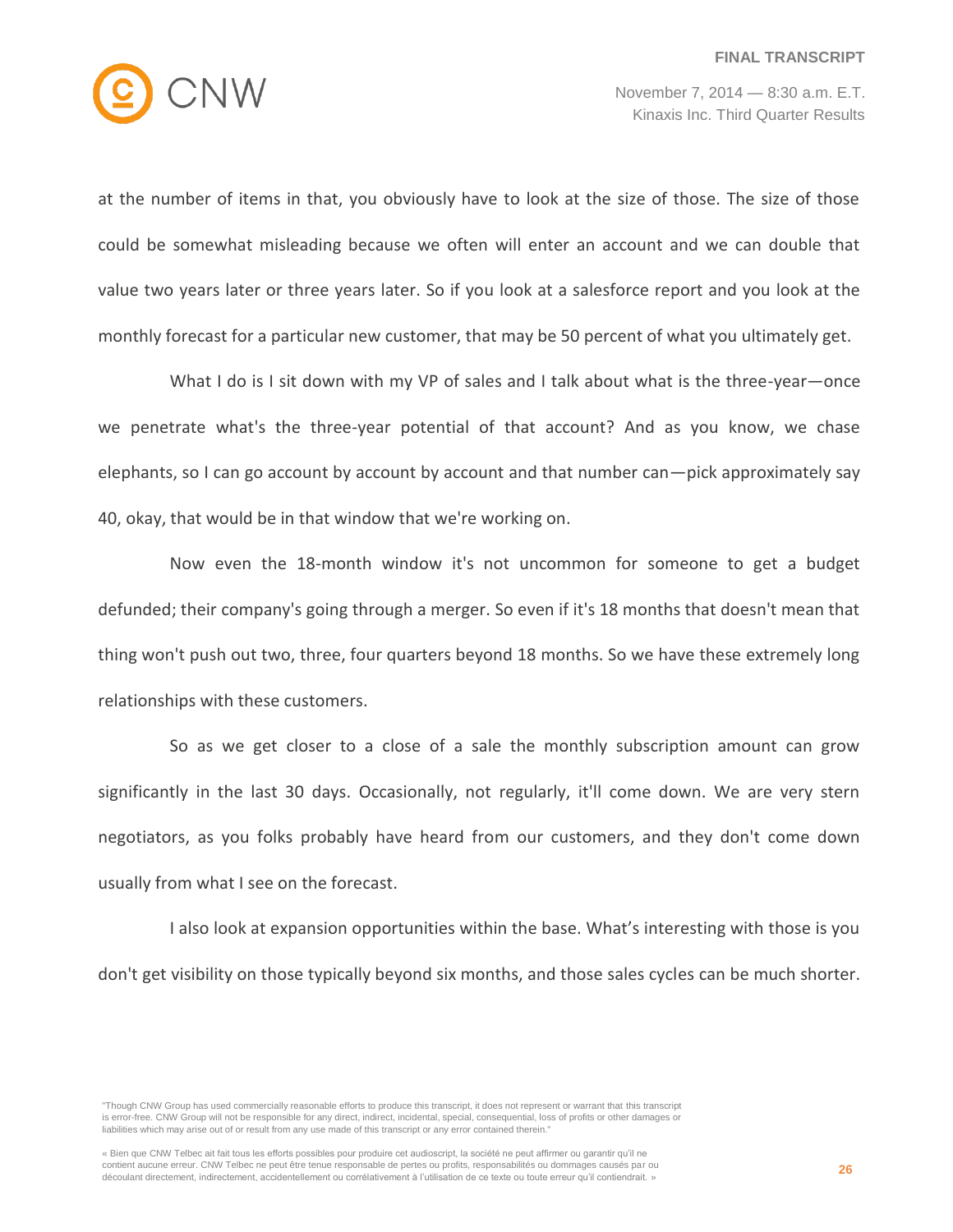at the number of items in that, you obviously have to look at the size of those. The size of those could be somewhat misleading because we often will enter an account and we can double that value two years later or three years later. So if you look at a salesforce report and you look at the monthly forecast for a particular new customer, that may be 50 percent of what you ultimately get.

What I do is I sit down with my VP of sales and I talk about what is the three-year—once we penetrate what's the three-year potential of that account? And as you know, we chase elephants, so I can go account by account by account and that number can—pick approximately say 40, okay, that would be in that window that we're working on.

Now even the 18-month window it's not uncommon for someone to get a budget defunded; their company's going through a merger. So even if it's 18 months that doesn't mean that thing won't push out two, three, four quarters beyond 18 months. So we have these extremely long relationships with these customers.

So as we get closer to a close of a sale the monthly subscription amount can grow significantly in the last 30 days. Occasionally, not regularly, it'll come down. We are very stern negotiators, as you folks probably have heard from our customers, and they don't come down usually from what I see on the forecast.

I also look at expansion opportunities within the base. What's interesting with those is you don't get visibility on those typically beyond six months, and those sales cycles can be much shorter.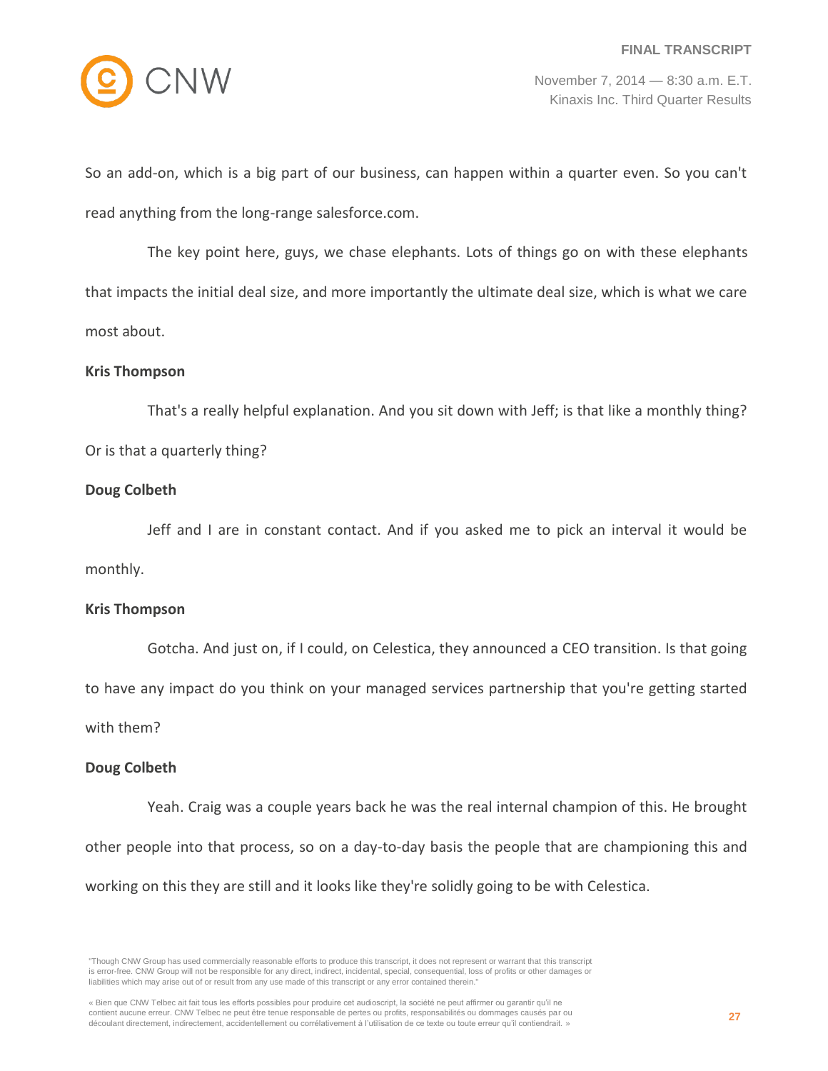So an add-on, which is a big part of our business, can happen within a quarter even. So you can't read anything from the long-range salesforce.com.

The key point here, guys, we chase elephants. Lots of things go on with these elephants that impacts the initial deal size, and more importantly the ultimate deal size, which is what we care most about.

**Kris Thompson**

That's a really helpful explanation. And you sit down with Jeff; is that like a monthly thing? Or is that a quarterly thing?

**Doug Colbeth**

Jeff and I are in constant contact. And if you asked me to pick an interval it would be monthly.

**Kris Thompson**

Gotcha. And just on, if I could, on Celestica, they announced a CEO transition. Is that going to have any impact do you think on your managed services partnership that you're getting started with them?

**Doug Colbeth**

Yeah. Craig was a couple years back he was the real internal champion of this. He brought other people into that process, so on a day-to-day basis the people that are championing this and working on this they are still and it looks like they're solidly going to be with Celestica.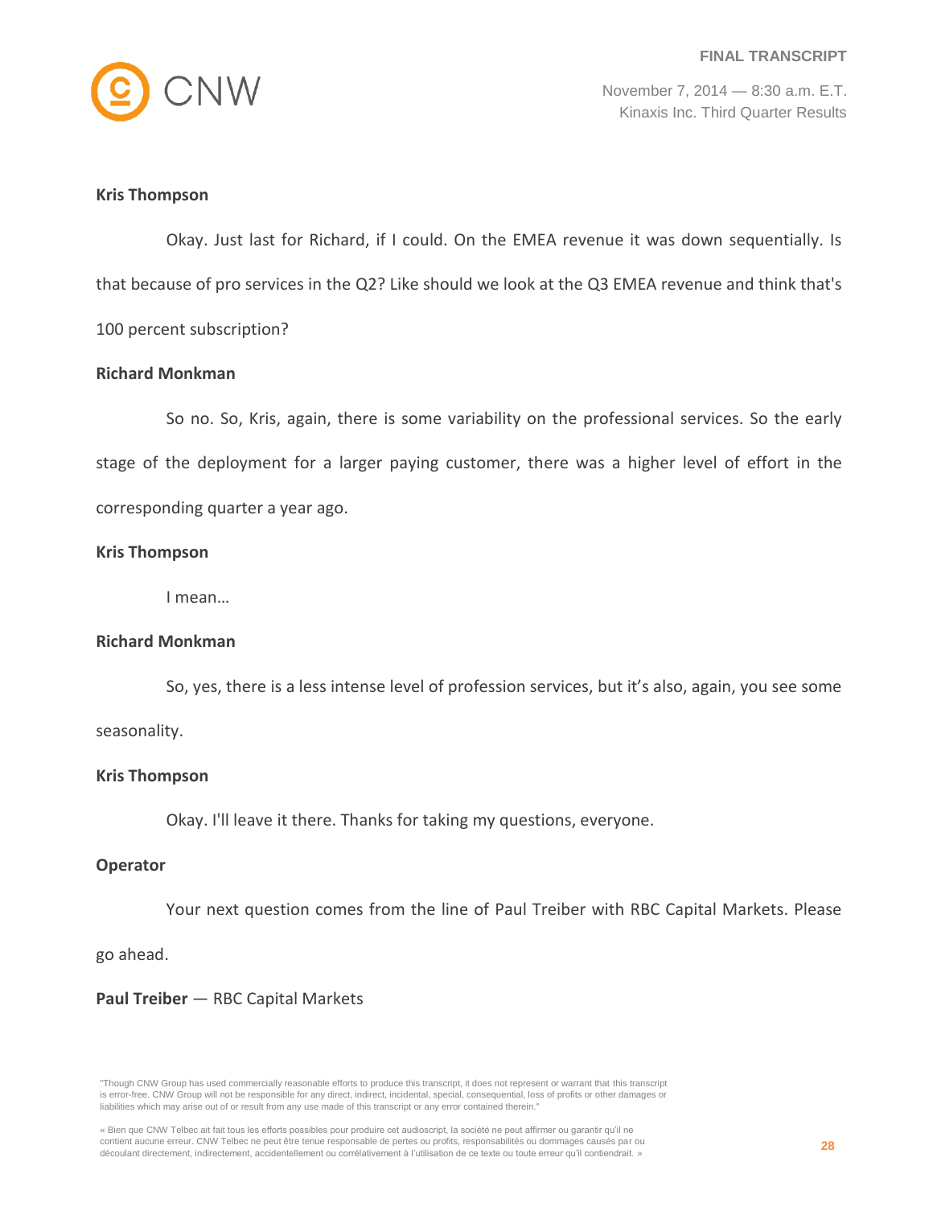**Kris Thompson**

Okay. Just last for Richard, if I could. On the EMEA revenue it was down sequentially. Is that because of pro services in the Q2? Like should we look at the Q3 EMEA revenue and think that's 100 percent subscription?

**Richard Monkman**

So no. So, Kris, again, there is some variability on the professional services. So the early stage of the deployment for a larger paying customer, there was a higher level of effort in the corresponding quarter a year ago.

**Kris Thompson**

I mean…

**Richard Monkman**

So, yes, there is a less intense level of profession services, but it's also, again, you see some seasonality.

**Kris Thompson**

Okay. I'll leave it there. Thanks for taking my questions, everyone.

**Operator**

Your next question comes from the line of Paul Treiber with RBC Capital Markets. Please go ahead.

**Paul Treiber** — RBC Capital Markets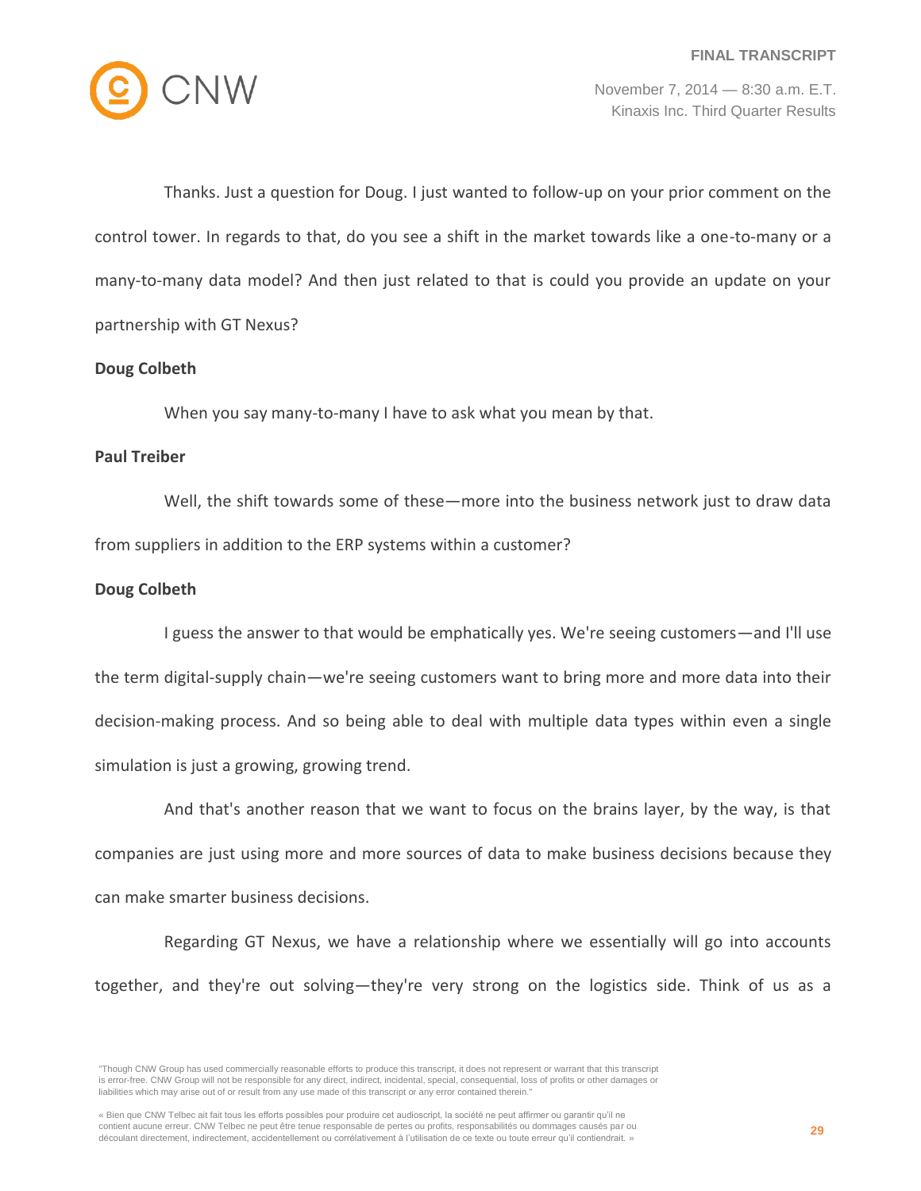Thanks. Just a question for Doug. I just wanted to follow-up on your prior comment on the control tower. In regards to that, do you see a shift in the market towards like a one-to-many or a many-to-many data model? And then just related to that is could you provide an update on your partnership with GT Nexus?

**Doug Colbeth**

When you say many-to-many I have to ask what you mean by that.

**Paul Treiber**

Well, the shift towards some of these—more into the business network just to draw data from suppliers in addition to the ERP systems within a customer?

**Doug Colbeth**

I guess the answer to that would be emphatically yes. We're seeing customers—and I'll use the term digital-supply chain—we're seeing customers want to bring more and more data into their decision-making process. And so being able to deal with multiple data types within even a single simulation is just a growing, growing trend.

And that's another reason that we want to focus on the brains layer, by the way, is that companies are just using more and more sources of data to make business decisions because they can make smarter business decisions.

Regarding GT Nexus, we have a relationship where we essentially will go into accounts together, and they're out solving—they're very strong on the logistics side. Think of us as a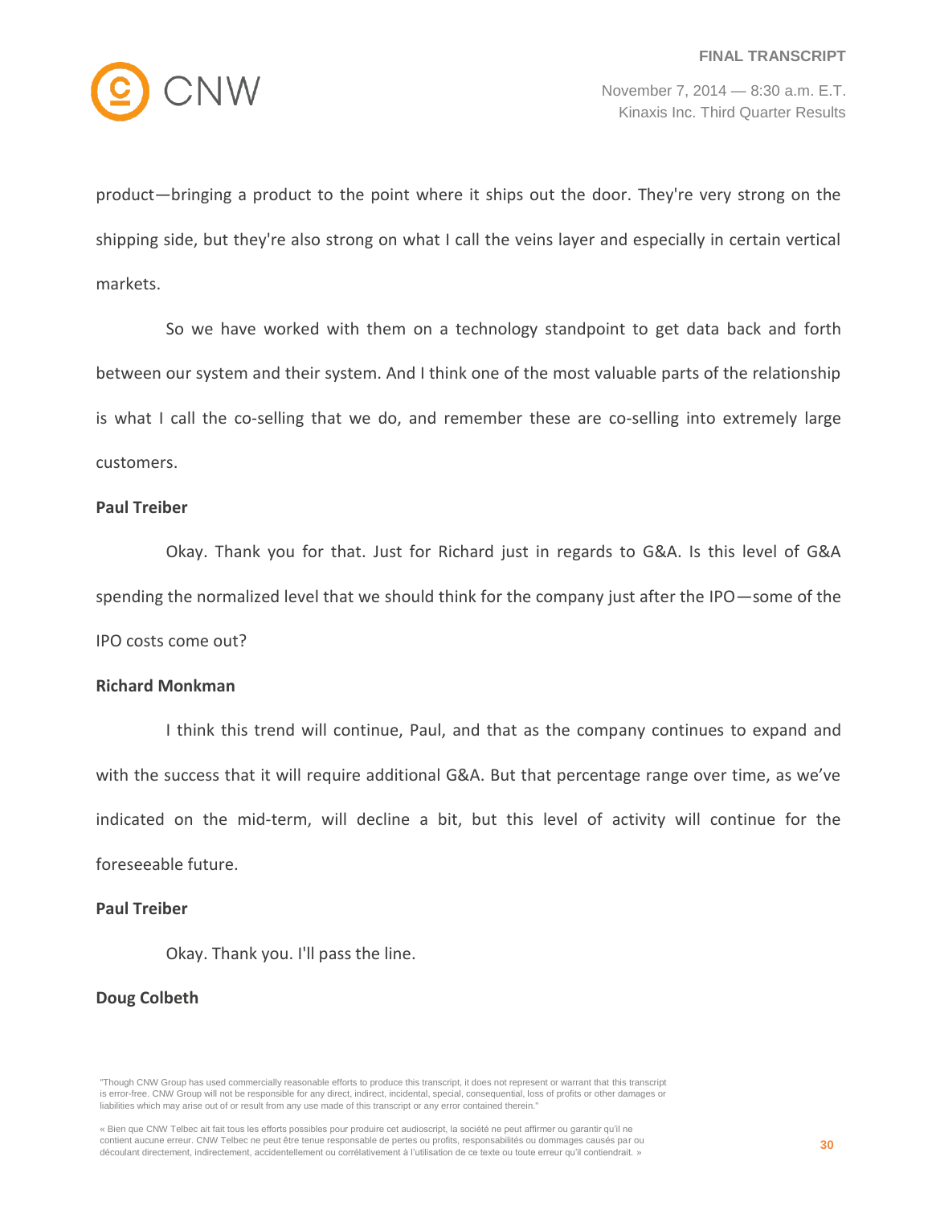product—bringing a product to the point where it ships out the door. They're very strong on the shipping side, but they're also strong on what I call the veins layer and especially in certain vertical markets.

So we have worked with them on a technology standpoint to get data back and forth between our system and their system. And I think one of the most valuable parts of the relationship is what I call the co-selling that we do, and remember these are co-selling into extremely large customers.

**Paul Treiber**

Okay. Thank you for that. Just for Richard just in regards to G&A. Is this level of G&A spending the normalized level that we should think for the company just after the IPO—some of the IPO costs come out?

**Richard Monkman**

I think this trend will continue, Paul, and that as the company continues to expand and with the success that it will require additional G&A. But that percentage range over time, as we've indicated on the mid-term, will decline a bit, but this level of activity will continue for the foreseeable future.

**Paul Treiber**

Okay. Thank you. I'll pass the line.

**Doug Colbeth**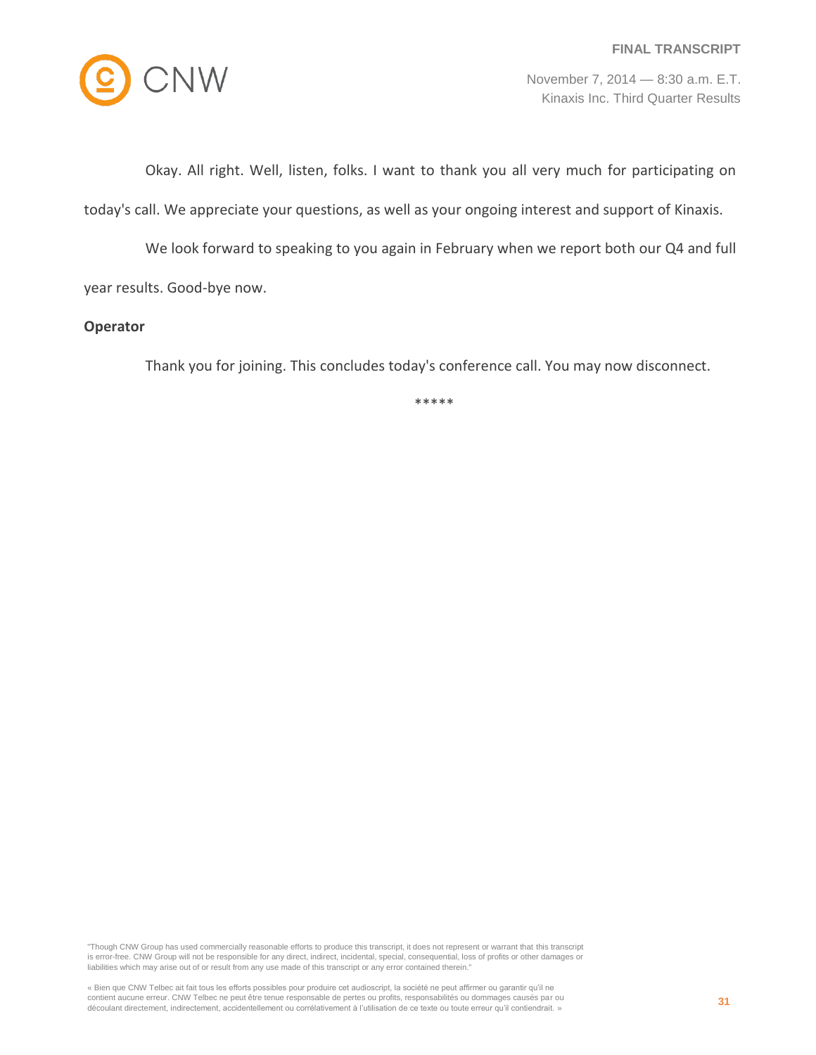Okay. All right. Well, listen, folks. I want to thank you all very much for participating on today's call. We appreciate your questions, as well as your ongoing interest and support of Kinaxis.

We look forward to speaking to you again in February when we report both our Q4 and full year results. Good-bye now.

**Operator**

Thank you for joining. This concludes today's conference call. You may now disconnect.

*****

"Though CNW Group has used commercially reasonable efforts to produce this transcript, it does not represent or warrant that this transcript is error-free. CNW Group will not be responsible for any direct, indirect, incidental, special, consequential, loss of profits or other damages or liabilities which may arise out of or result from any use made of this transcript or any error contained therein."

« Bien que CNW Telbec ait fait tous les efforts possibles pour produire cet audioscript, la société ne peut affirmer ou garantir qu'il ne contient aucune erreur. CNW Telbec ne peut être tenue responsable de pertes ou profits, responsabilités ou dommages causés par ou découlant directement, indirectement, accidentellement ou corrélativement à l'utilisation de ce texte ou toute erreur qu'il contiendrait. »